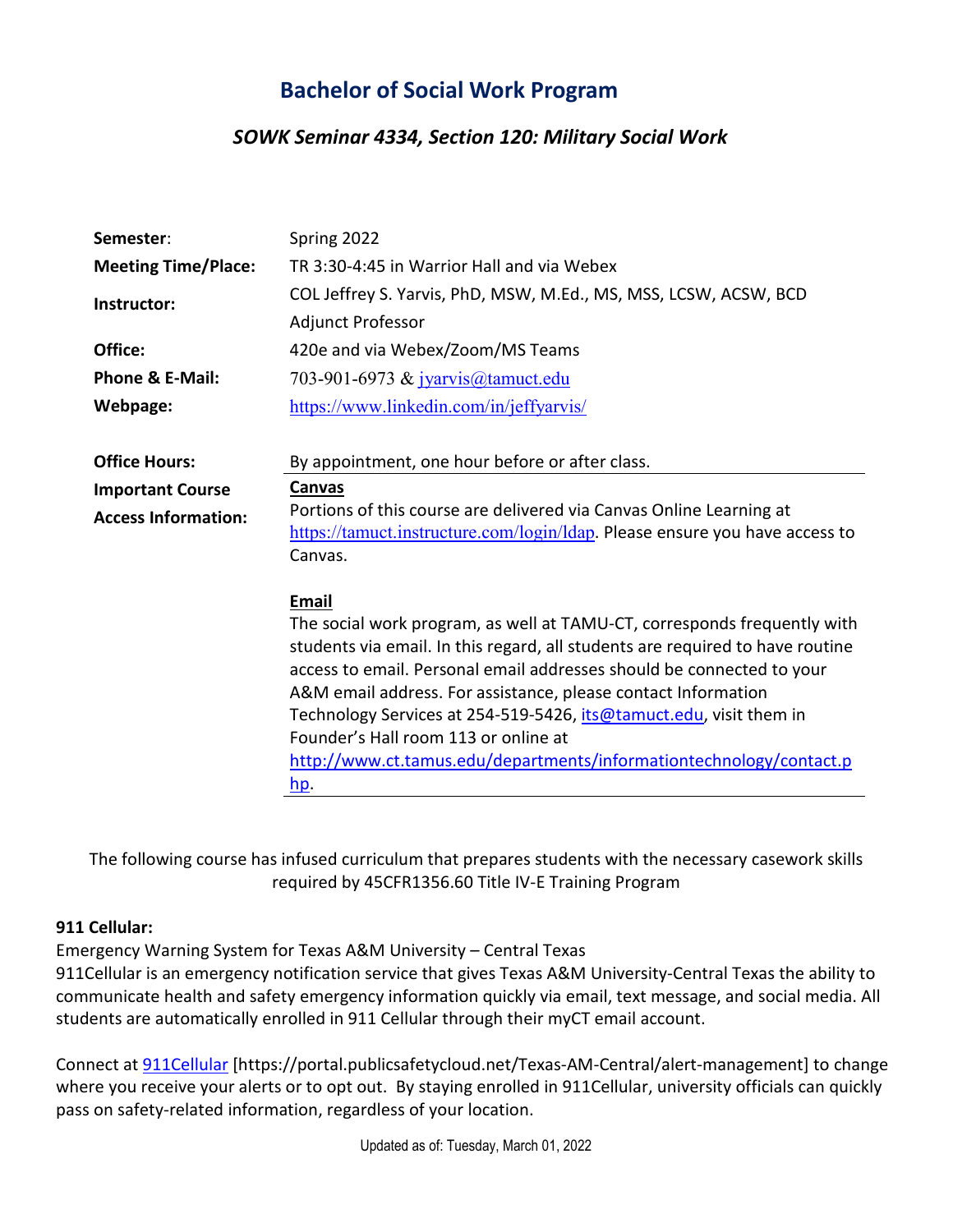# Bachelor of Social Work Program

## *SOWK Seminar 4334, Section 120: Military Social Work*

| | |
|---|---|
| **Semester**: | Spring 2022 |
| **Meeting Time/Place:** | TR 3:30-4:45 in Warrior Hall and via Webex |
| **Instructor:** | COL Jeffrey S. Yarvis, PhD, MSW, M.Ed., MS, MSS, LCSW, ACSW, BCD<br>Adjunct Professor |
| **Office:** | 420e and via Webex/Zoom/MS Teams |
| **Phone & E-Mail:** | 703-901-6973 & [jyarvis@tamuct.edu](mailto:jyarvis@tamuct.edu) |
| **Webpage:** | [https://www.linkedin.com/in/jeffyarvis/](https://www.linkedin.com/in/jeffyarvis/) |
| **Office Hours:** | By appointment, one hour before or after class. |
| **Important Course Access Information:** | **Canvas**<br>Portions of this course are delivered via Canvas Online Learning at [https://tamuct.instructure.com/login/ldap](https://tamuct.instructure.com/login/ldap). Please ensure you have access to Canvas.<br><br>**Email**<br>The social work program, as well at TAMU-CT, corresponds frequently with students via email. In this regard, all students are required to have routine access to email. Personal email addresses should be connected to your A&M email address. For assistance, please contact Information Technology Services at 254-519-5426, [its@tamuct.edu](mailto:its@tamuct.edu), visit them in Founder's Hall room 113 or online at [http://www.ct.tamus.edu/departments/informationtechnology/contact.php](http://www.ct.tamus.edu/departments/informationtechnology/contact.php). |

The following course has infused curriculum that prepares students with the necessary casework skills required by 45CFR1356.60 Title IV-E Training Program

**911 Cellular:**

Emergency Warning System for Texas A&M University – Central Texas

911Cellular is an emergency notification service that gives Texas A&M University-Central Texas the ability to communicate health and safety emergency information quickly via email, text message, and social media. All students are automatically enrolled in 911 Cellular through their myCT email account.

Connect at [911Cellular](https://portal.publicsafetycloud.net/Texas-AM-Central/alert-management) [https://portal.publicsafetycloud.net/Texas-AM-Central/alert-management] to change where you receive your alerts or to opt out. By staying enrolled in 911Cellular, university officials can quickly pass on safety-related information, regardless of your location.

Updated as of: Tuesday, March 01, 2022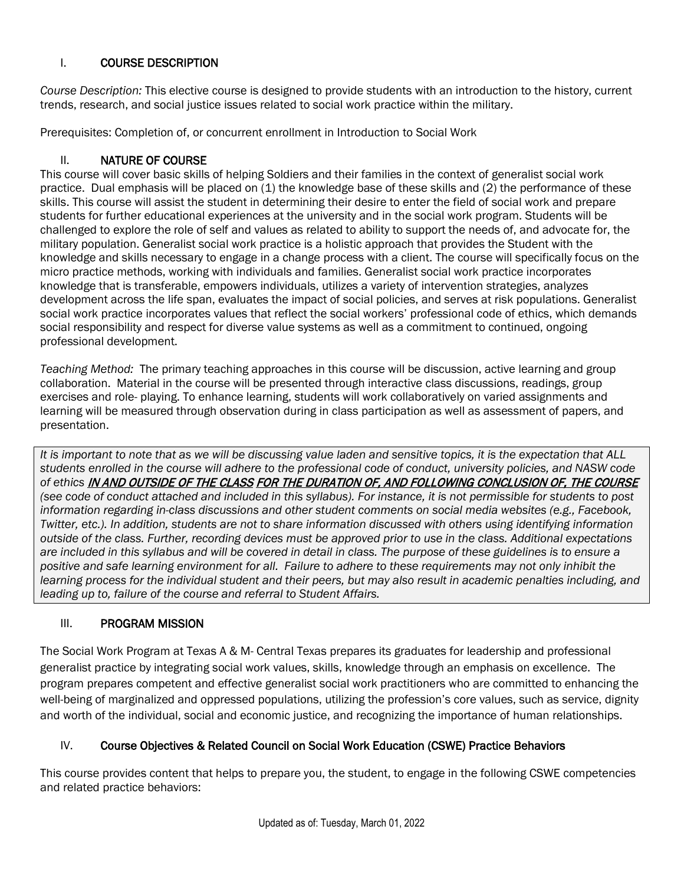## I. COURSE DESCRIPTION

*Course Description:* This elective course is designed to provide students with an introduction to the history, current trends, research, and social justice issues related to social work practice within the military.

Prerequisites: Completion of, or concurrent enrollment in Introduction to Social Work

## II. NATURE OF COURSE

This course will cover basic skills of helping Soldiers and their families in the context of generalist social work practice. Dual emphasis will be placed on (1) the knowledge base of these skills and (2) the performance of these skills. This course will assist the student in determining their desire to enter the field of social work and prepare students for further educational experiences at the university and in the social work program. Students will be challenged to explore the role of self and values as related to ability to support the needs of, and advocate for, the military population. Generalist social work practice is a holistic approach that provides the Student with the knowledge and skills necessary to engage in a change process with a client. The course will specifically focus on the micro practice methods, working with individuals and families. Generalist social work practice incorporates knowledge that is transferable, empowers individuals, utilizes a variety of intervention strategies, analyzes development across the life span, evaluates the impact of social policies, and serves at risk populations. Generalist social work practice incorporates values that reflect the social workers' professional code of ethics, which demands social responsibility and respect for diverse value systems as well as a commitment to continued, ongoing professional development.

*Teaching Method:* The primary teaching approaches in this course will be discussion, active learning and group collaboration. Material in the course will be presented through interactive class discussions, readings, group exercises and role- playing. To enhance learning, students will work collaboratively on varied assignments and learning will be measured through observation during in class participation as well as assessment of papers, and presentation.

*It is important to note that as we will be discussing value laden and sensitive topics, it is the expectation that ALL students enrolled in the course will adhere to the professional code of conduct, university policies, and NASW code of ethics* ***IN AND OUTSIDE OF THE CLASS FOR THE DURATION OF, AND FOLLOWING CONCLUSION OF, THE COURSE*** *(see code of conduct attached and included in this syllabus). For instance, it is not permissible for students to post information regarding in-class discussions and other student comments on social media websites (e.g., Facebook, Twitter, etc.). In addition, students are not to share information discussed with others using identifying information outside of the class. Further, recording devices must be approved prior to use in the class. Additional expectations are included in this syllabus and will be covered in detail in class. The purpose of these guidelines is to ensure a positive and safe learning environment for all. Failure to adhere to these requirements may not only inhibit the learning process for the individual student and their peers, but may also result in academic penalties including, and leading up to, failure of the course and referral to Student Affairs.*

## III. PROGRAM MISSION

The Social Work Program at Texas A & M- Central Texas prepares its graduates for leadership and professional generalist practice by integrating social work values, skills, knowledge through an emphasis on excellence. The program prepares competent and effective generalist social work practitioners who are committed to enhancing the well-being of marginalized and oppressed populations, utilizing the profession's core values, such as service, dignity and worth of the individual, social and economic justice, and recognizing the importance of human relationships.

## IV. Course Objectives & Related Council on Social Work Education (CSWE) Practice Behaviors

This course provides content that helps to prepare you, the student, to engage in the following CSWE competencies and related practice behaviors:

Updated as of: Tuesday, March 01, 2022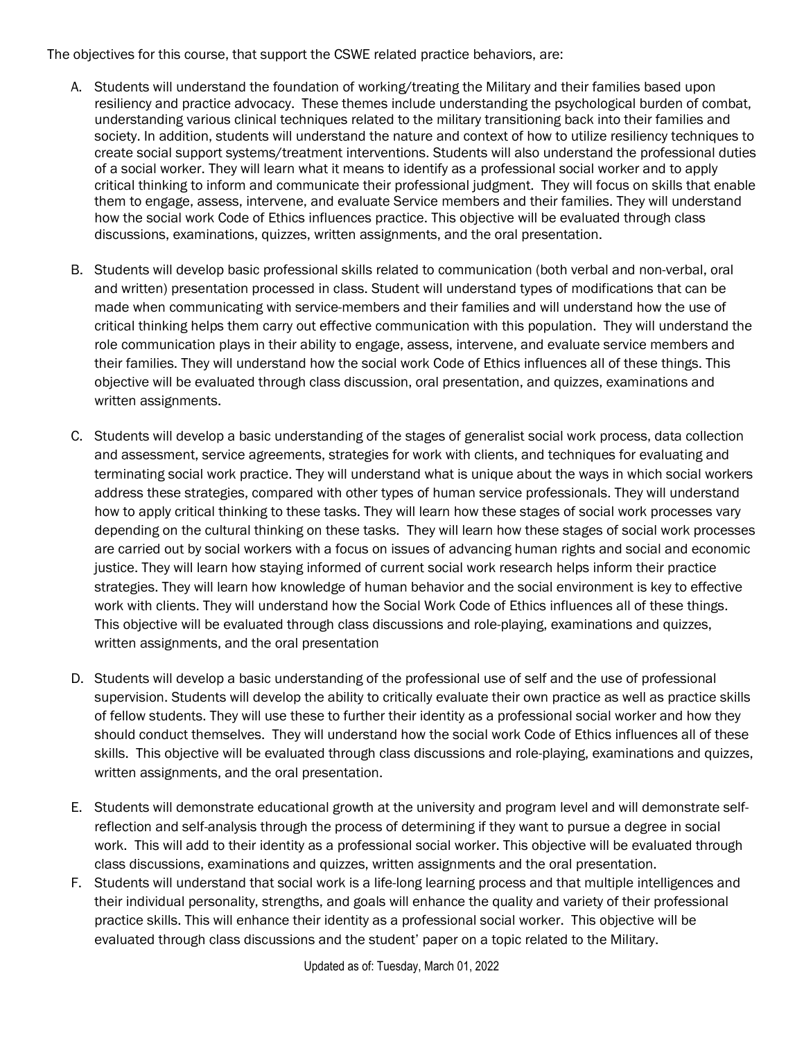The objectives for this course, that support the CSWE related practice behaviors, are:

A. Students will understand the foundation of working/treating the Military and their families based upon resiliency and practice advocacy. These themes include understanding the psychological burden of combat, understanding various clinical techniques related to the military transitioning back into their families and society. In addition, students will understand the nature and context of how to utilize resiliency techniques to create social support systems/treatment interventions. Students will also understand the professional duties of a social worker. They will learn what it means to identify as a professional social worker and to apply critical thinking to inform and communicate their professional judgment. They will focus on skills that enable them to engage, assess, intervene, and evaluate Service members and their families. They will understand how the social work Code of Ethics influences practice. This objective will be evaluated through class discussions, examinations, quizzes, written assignments, and the oral presentation.

B. Students will develop basic professional skills related to communication (both verbal and non-verbal, oral and written) presentation processed in class. Student will understand types of modifications that can be made when communicating with service-members and their families and will understand how the use of critical thinking helps them carry out effective communication with this population. They will understand the role communication plays in their ability to engage, assess, intervene, and evaluate service members and their families. They will understand how the social work Code of Ethics influences all of these things. This objective will be evaluated through class discussion, oral presentation, and quizzes, examinations and written assignments.

C. Students will develop a basic understanding of the stages of generalist social work process, data collection and assessment, service agreements, strategies for work with clients, and techniques for evaluating and terminating social work practice. They will understand what is unique about the ways in which social workers address these strategies, compared with other types of human service professionals. They will understand how to apply critical thinking to these tasks. They will learn how these stages of social work processes vary depending on the cultural thinking on these tasks. They will learn how these stages of social work processes are carried out by social workers with a focus on issues of advancing human rights and social and economic justice. They will learn how staying informed of current social work research helps inform their practice strategies. They will learn how knowledge of human behavior and the social environment is key to effective work with clients. They will understand how the Social Work Code of Ethics influences all of these things. This objective will be evaluated through class discussions and role-playing, examinations and quizzes, written assignments, and the oral presentation

D. Students will develop a basic understanding of the professional use of self and the use of professional supervision. Students will develop the ability to critically evaluate their own practice as well as practice skills of fellow students. They will use these to further their identity as a professional social worker and how they should conduct themselves. They will understand how the social work Code of Ethics influences all of these skills. This objective will be evaluated through class discussions and role-playing, examinations and quizzes, written assignments, and the oral presentation.

E. Students will demonstrate educational growth at the university and program level and will demonstrate self-reflection and self-analysis through the process of determining if they want to pursue a degree in social work. This will add to their identity as a professional social worker. This objective will be evaluated through class discussions, examinations and quizzes, written assignments and the oral presentation.

F. Students will understand that social work is a life-long learning process and that multiple intelligences and their individual personality, strengths, and goals will enhance the quality and variety of their professional practice skills. This will enhance their identity as a professional social worker. This objective will be evaluated through class discussions and the student' paper on a topic related to the Military.

Updated as of: Tuesday, March 01, 2022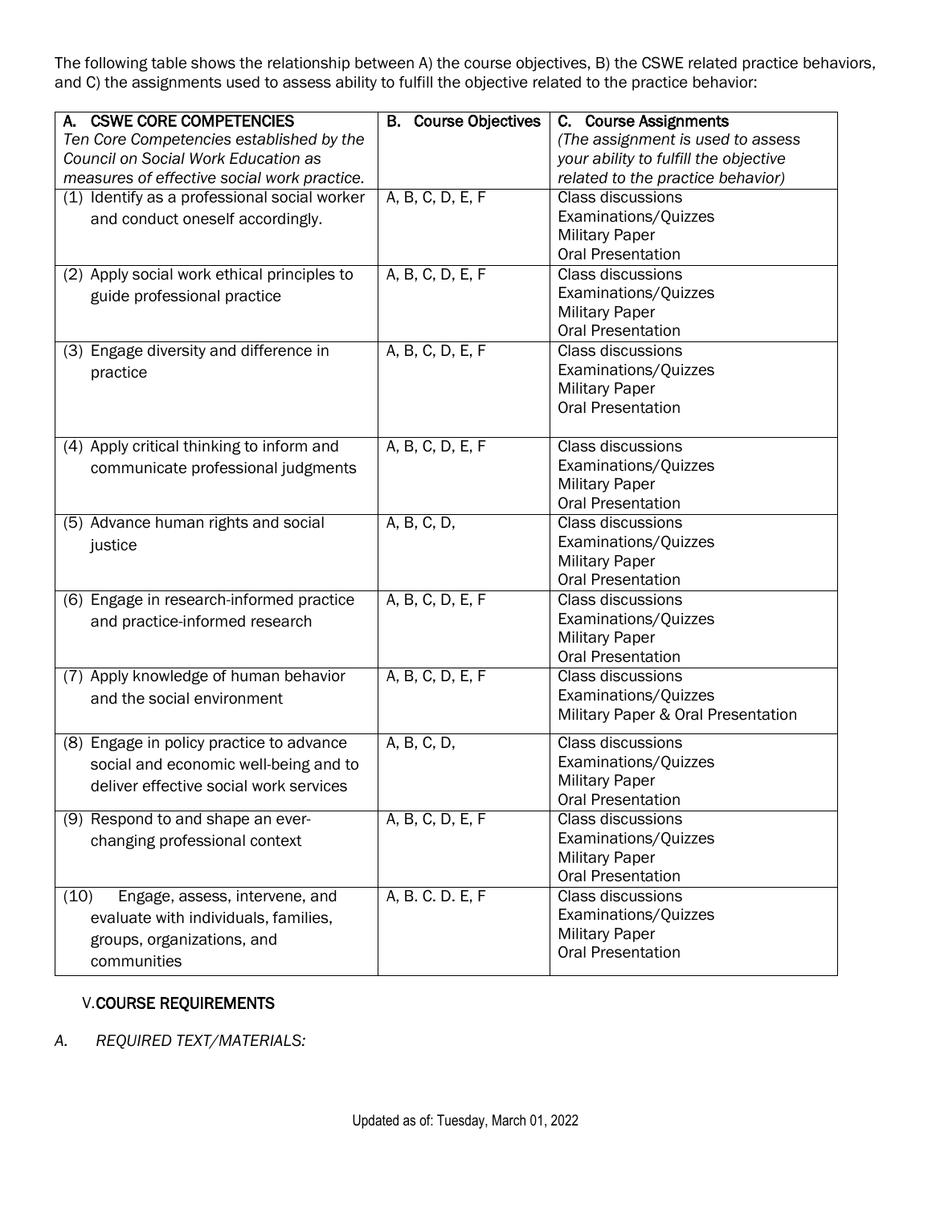The following table shows the relationship between A) the course objectives, B) the CSWE related practice behaviors, and C) the assignments used to assess ability to fulfill the objective related to the practice behavior:

| A. CSWE CORE COMPETENCIES *Ten Core Competencies established by the Council on Social Work Education as measures of effective social work practice.* | B. Course Objectives | C. Course Assignments *(The assignment is used to assess your ability to fulfill the objective related to the practice behavior)* |
|---|---|---|
| (1) Identify as a professional social worker and conduct oneself accordingly. | A, B, C, D, E, F | Class discussions<br>Examinations/Quizzes<br>Military Paper<br>Oral Presentation |
| (2) Apply social work ethical principles to guide professional practice | A, B, C, D, E, F | Class discussions<br>Examinations/Quizzes<br>Military Paper<br>Oral Presentation |
| (3) Engage diversity and difference in practice | A, B, C, D, E, F | Class discussions<br>Examinations/Quizzes<br>Military Paper<br>Oral Presentation |
| (4) Apply critical thinking to inform and communicate professional judgments | A, B, C, D, E, F | Class discussions<br>Examinations/Quizzes<br>Military Paper<br>Oral Presentation |
| (5) Advance human rights and social justice | A, B, C, D, | Class discussions<br>Examinations/Quizzes<br>Military Paper<br>Oral Presentation |
| (6) Engage in research-informed practice and practice-informed research | A, B, C, D, E, F | Class discussions<br>Examinations/Quizzes<br>Military Paper<br>Oral Presentation |
| (7) Apply knowledge of human behavior and the social environment | A, B, C, D, E, F | Class discussions<br>Examinations/Quizzes<br>Military Paper & Oral Presentation |
| (8) Engage in policy practice to advance social and economic well-being and to deliver effective social work services | A, B, C, D, | Class discussions<br>Examinations/Quizzes<br>Military Paper<br>Oral Presentation |
| (9) Respond to and shape an ever-changing professional context | A, B, C, D, E, F | Class discussions<br>Examinations/Quizzes<br>Military Paper<br>Oral Presentation |
| (10) Engage, assess, intervene, and evaluate with individuals, families, groups, organizations, and communities | A, B. C. D. E, F | Class discussions<br>Examinations/Quizzes<br>Military Paper<br>Oral Presentation |

## V. COURSE REQUIREMENTS

*A. REQUIRED TEXT/MATERIALS:*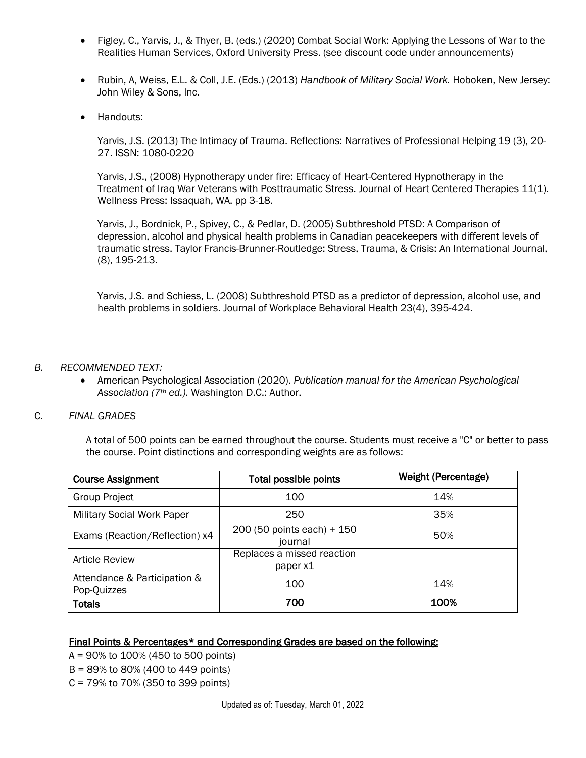- Figley, C., Yarvis, J., & Thyer, B. (eds.) (2020) Combat Social Work: Applying the Lessons of War to the Realities Human Services, Oxford University Press. (see discount code under announcements)

- Rubin, A, Weiss, E.L. & Coll, J.E. (Eds.) (2013) *Handbook of Military Social Work.* Hoboken, New Jersey: John Wiley & Sons, Inc.

- Handouts:

  Yarvis, J.S. (2013) The Intimacy of Trauma. Reflections: Narratives of Professional Helping 19 (3), 20-27. ISSN: 1080-0220

  Yarvis, J.S., (2008) Hypnotherapy under fire: Efficacy of Heart-Centered Hypnotherapy in the Treatment of Iraq War Veterans with Posttraumatic Stress. Journal of Heart Centered Therapies 11(1). Wellness Press: Issaquah, WA. pp 3-18.

  Yarvis, J., Bordnick, P., Spivey, C., & Pedlar, D. (2005) Subthreshold PTSD: A Comparison of depression, alcohol and physical health problems in Canadian peacekeepers with different levels of traumatic stress. Taylor Francis-Brunner-Routledge: Stress, Trauma, & Crisis: An International Journal, (8), 195-213.

  Yarvis, J.S. and Schiess, L. (2008) Subthreshold PTSD as a predictor of depression, alcohol use, and health problems in soldiers. Journal of Workplace Behavioral Health 23(4), 395-424.

*B. RECOMMENDED TEXT:*

- American Psychological Association (2020). *Publication manual for the American Psychological Association (7th ed.).* Washington D.C.: Author.

C. *FINAL GRADES*

A total of 500 points can be earned throughout the course. Students must receive a "C" or better to pass the course. Point distinctions and corresponding weights are as follows:

| Course Assignment | Total possible points | Weight (Percentage) |
|---|---|---|
| Group Project | 100 | 14% |
| Military Social Work Paper | 250 | 35% |
| Exams (Reaction/Reflection) x4 | 200 (50 points each) + 150 journal | 50% |
| Article Review | Replaces a missed reaction paper x1 | |
| Attendance & Participation & Pop-Quizzes | 100 | 14% |
| **Totals** | **700** | **100%** |

**Final Points & Percentages* and Corresponding Grades are based on the following:**

A = 90% to 100% (450 to 500 points)
B = 89% to 80% (400 to 449 points)
C = 79% to 70% (350 to 399 points)

Updated as of: Tuesday, March 01, 2022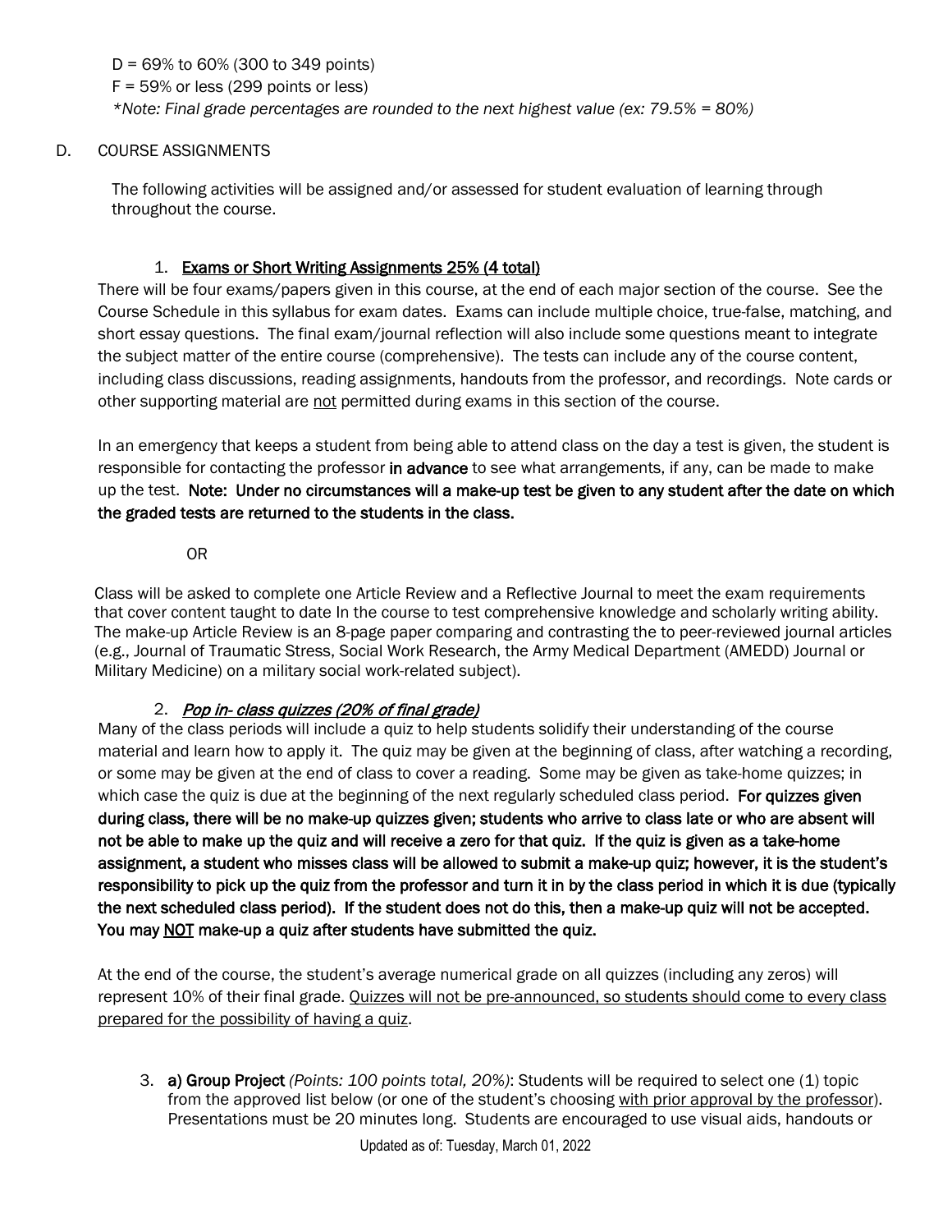D = 69% to 60% (300 to 349 points)
F = 59% or less (299 points or less)
*\*Note: Final grade percentages are rounded to the next highest value (ex: 79.5% = 80%)*

D. COURSE ASSIGNMENTS

The following activities will be assigned and/or assessed for student evaluation of learning through throughout the course.

1. <u>Exams or Short Writing Assignments 25% (4 total)</u>

There will be four exams/papers given in this course, at the end of each major section of the course. See the Course Schedule in this syllabus for exam dates. Exams can include multiple choice, true-false, matching, and short essay questions. The final exam/journal reflection will also include some questions meant to integrate the subject matter of the entire course (comprehensive). The tests can include any of the course content, including class discussions, reading assignments, handouts from the professor, and recordings. Note cards or other supporting material are <u>not</u> permitted during exams in this section of the course.

In an emergency that keeps a student from being able to attend class on the day a test is given, the student is responsible for contacting the professor **in advance** to see what arrangements, if any, can be made to make up the test. **Note: Under no circumstances will a make-up test be given to any student after the date on which the graded tests are returned to the students in the class.**

OR

Class will be asked to complete one Article Review and a Reflective Journal to meet the exam requirements that cover content taught to date In the course to test comprehensive knowledge and scholarly writing ability. The make-up Article Review is an 8-page paper comparing and contrasting the to peer-reviewed journal articles (e.g., Journal of Traumatic Stress, Social Work Research, the Army Medical Department (AMEDD) Journal or Military Medicine) on a military social work-related subject).

2. <u>*Pop in- class quizzes (20% of final grade)*</u>

Many of the class periods will include a quiz to help students solidify their understanding of the course material and learn how to apply it. The quiz may be given at the beginning of class, after watching a recording, or some may be given at the end of class to cover a reading. Some may be given as take-home quizzes; in which case the quiz is due at the beginning of the next regularly scheduled class period. **For quizzes given during class, there will be no make-up quizzes given; students who arrive to class late or who are absent will not be able to make up the quiz and will receive a zero for that quiz. If the quiz is given as a take-home assignment, a student who misses class will be allowed to submit a make-up quiz; however, it is the student's responsibility to pick up the quiz from the professor and turn it in by the class period in which it is due (typically the next scheduled class period). If the student does not do this, then a make-up quiz will not be accepted. You may <u>NOT</u> make-up a quiz after students have submitted the quiz.**

At the end of the course, the student's average numerical grade on all quizzes (including any zeros) will represent 10% of their final grade. <u>Quizzes will not be pre-announced, so students should come to every class prepared for the possibility of having a quiz</u>.

3. **a) Group Project** *(Points: 100 points total, 20%)*: Students will be required to select one (1) topic from the approved list below (or one of the student's choosing <u>with prior approval by the professor</u>). Presentations must be 20 minutes long. Students are encouraged to use visual aids, handouts or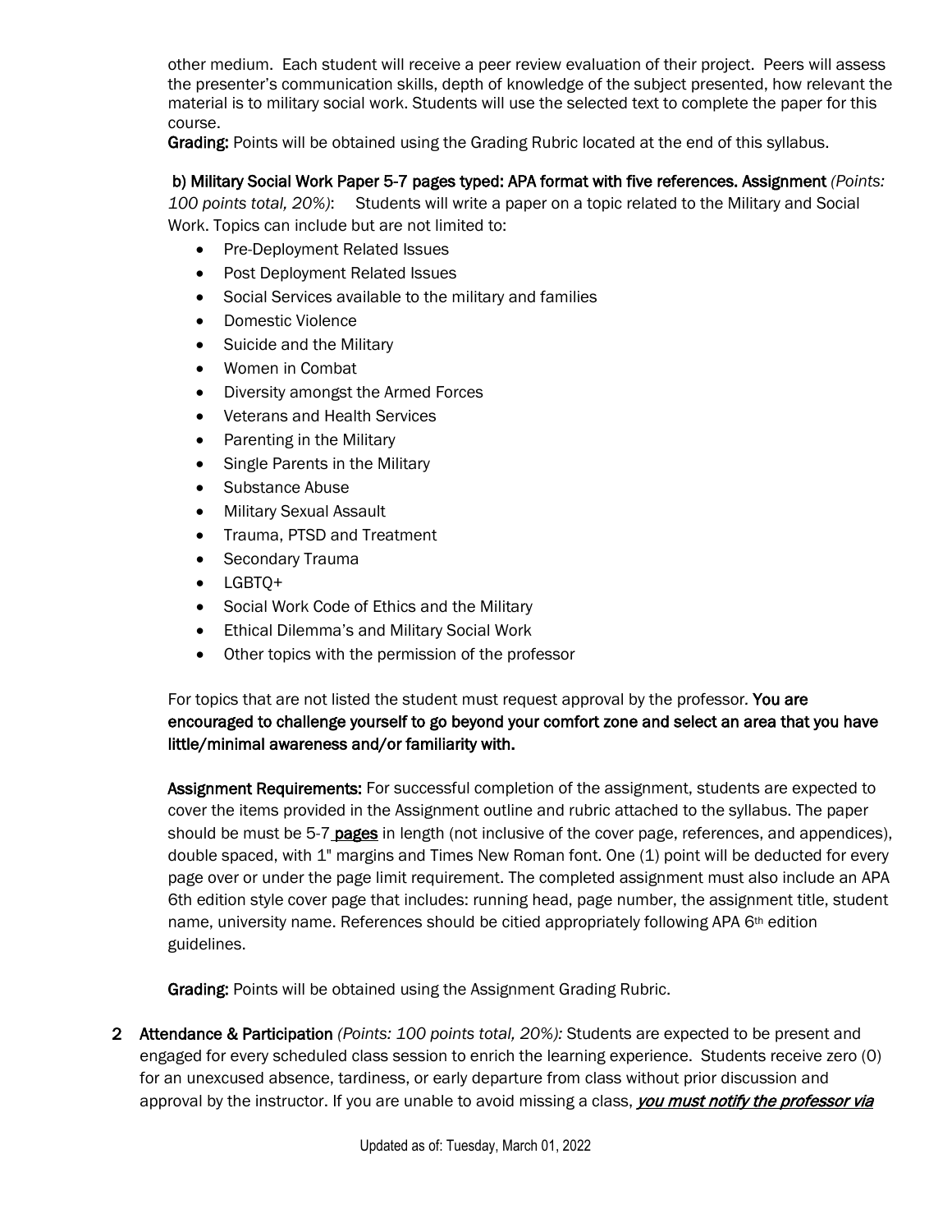other medium. Each student will receive a peer review evaluation of their project. Peers will assess the presenter's communication skills, depth of knowledge of the subject presented, how relevant the material is to military social work. Students will use the selected text to complete the paper for this course.

**Grading:** Points will be obtained using the Grading Rubric located at the end of this syllabus.

**b) Military Social Work Paper 5-7 pages typed: APA format with five references. Assignment** *(Points: 100 points total, 20%)*: Students will write a paper on a topic related to the Military and Social Work. Topics can include but are not limited to:

- Pre-Deployment Related Issues
- Post Deployment Related Issues
- Social Services available to the military and families
- Domestic Violence
- Suicide and the Military
- Women in Combat
- Diversity amongst the Armed Forces
- Veterans and Health Services
- Parenting in the Military
- Single Parents in the Military
- Substance Abuse
- Military Sexual Assault
- Trauma, PTSD and Treatment
- Secondary Trauma
- LGBTQ+
- Social Work Code of Ethics and the Military
- Ethical Dilemma's and Military Social Work
- Other topics with the permission of the professor

For topics that are not listed the student must request approval by the professor. **You are encouraged to challenge yourself to go beyond your comfort zone and select an area that you have little/minimal awareness and/or familiarity with.**

**Assignment Requirements:** For successful completion of the assignment, students are expected to cover the items provided in the Assignment outline and rubric attached to the syllabus. The paper should be must be 5-7 **pages** in length (not inclusive of the cover page, references, and appendices), double spaced, with 1" margins and Times New Roman font. One (1) point will be deducted for every page over or under the page limit requirement. The completed assignment must also include an APA 6th edition style cover page that includes: running head, page number, the assignment title, student name, university name. References should be citied appropriately following APA 6th edition guidelines.

**Grading:** Points will be obtained using the Assignment Grading Rubric.

**2 Attendance & Participation** *(Points: 100 points total, 20%):* Students are expected to be present and engaged for every scheduled class session to enrich the learning experience. Students receive zero (0) for an unexcused absence, tardiness, or early departure from class without prior discussion and approval by the instructor. If you are unable to avoid missing a class, ***you must notify the professor via***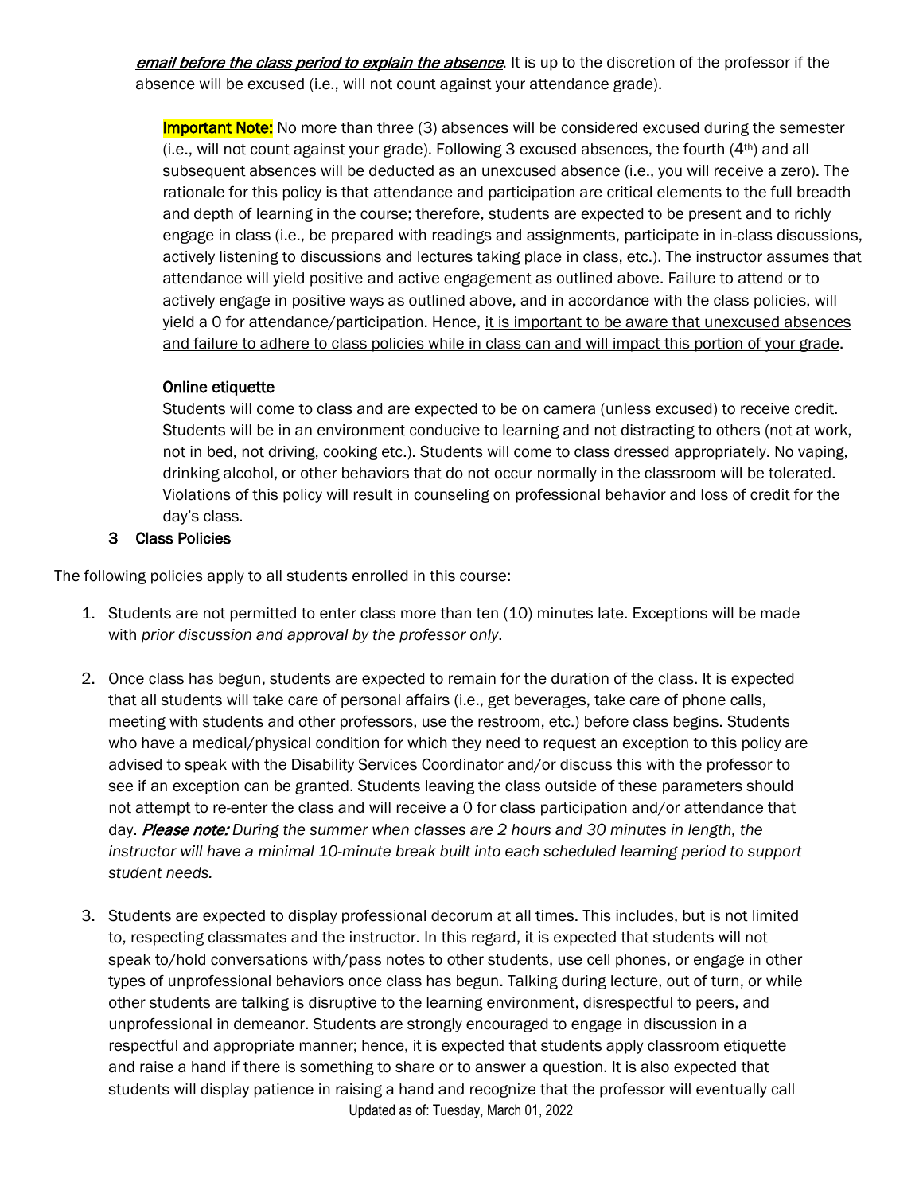***email before the class period to explain the absence***. It is up to the discretion of the professor if the absence will be excused (i.e., will not count against your attendance grade).

**Important Note:** No more than three (3) absences will be considered excused during the semester (i.e., will not count against your grade). Following 3 excused absences, the fourth (4th) and all subsequent absences will be deducted as an unexcused absence (i.e., you will receive a zero). The rationale for this policy is that attendance and participation are critical elements to the full breadth and depth of learning in the course; therefore, students are expected to be present and to richly engage in class (i.e., be prepared with readings and assignments, participate in in-class discussions, actively listening to discussions and lectures taking place in class, etc.). The instructor assumes that attendance will yield positive and active engagement as outlined above. Failure to attend or to actively engage in positive ways as outlined above, and in accordance with the class policies, will yield a 0 for attendance/participation. Hence, it is important to be aware that unexcused absences and failure to adhere to class policies while in class can and will impact this portion of your grade.

**Online etiquette**

Students will come to class and are expected to be on camera (unless excused) to receive credit. Students will be in an environment conducive to learning and not distracting to others (not at work, not in bed, not driving, cooking etc.). Students will come to class dressed appropriately. No vaping, drinking alcohol, or other behaviors that do not occur normally in the classroom will be tolerated. Violations of this policy will result in counseling on professional behavior and loss of credit for the day's class.

## 3 Class Policies

The following policies apply to all students enrolled in this course:

1. Students are not permitted to enter class more than ten (10) minutes late. Exceptions will be made with *prior discussion and approval by the professor only*.

2. Once class has begun, students are expected to remain for the duration of the class. It is expected that all students will take care of personal affairs (i.e., get beverages, take care of phone calls, meeting with students and other professors, use the restroom, etc.) before class begins. Students who have a medical/physical condition for which they need to request an exception to this policy are advised to speak with the Disability Services Coordinator and/or discuss this with the professor to see if an exception can be granted. Students leaving the class outside of these parameters should not attempt to re-enter the class and will receive a 0 for class participation and/or attendance that day. ***Please note:*** *During the summer when classes are 2 hours and 30 minutes in length, the instructor will have a minimal 10-minute break built into each scheduled learning period to support student needs.*

3. Students are expected to display professional decorum at all times. This includes, but is not limited to, respecting classmates and the instructor. In this regard, it is expected that students will not speak to/hold conversations with/pass notes to other students, use cell phones, or engage in other types of unprofessional behaviors once class has begun. Talking during lecture, out of turn, or while other students are talking is disruptive to the learning environment, disrespectful to peers, and unprofessional in demeanor. Students are strongly encouraged to engage in discussion in a respectful and appropriate manner; hence, it is expected that students apply classroom etiquette and raise a hand if there is something to share or to answer a question. It is also expected that students will display patience in raising a hand and recognize that the professor will eventually call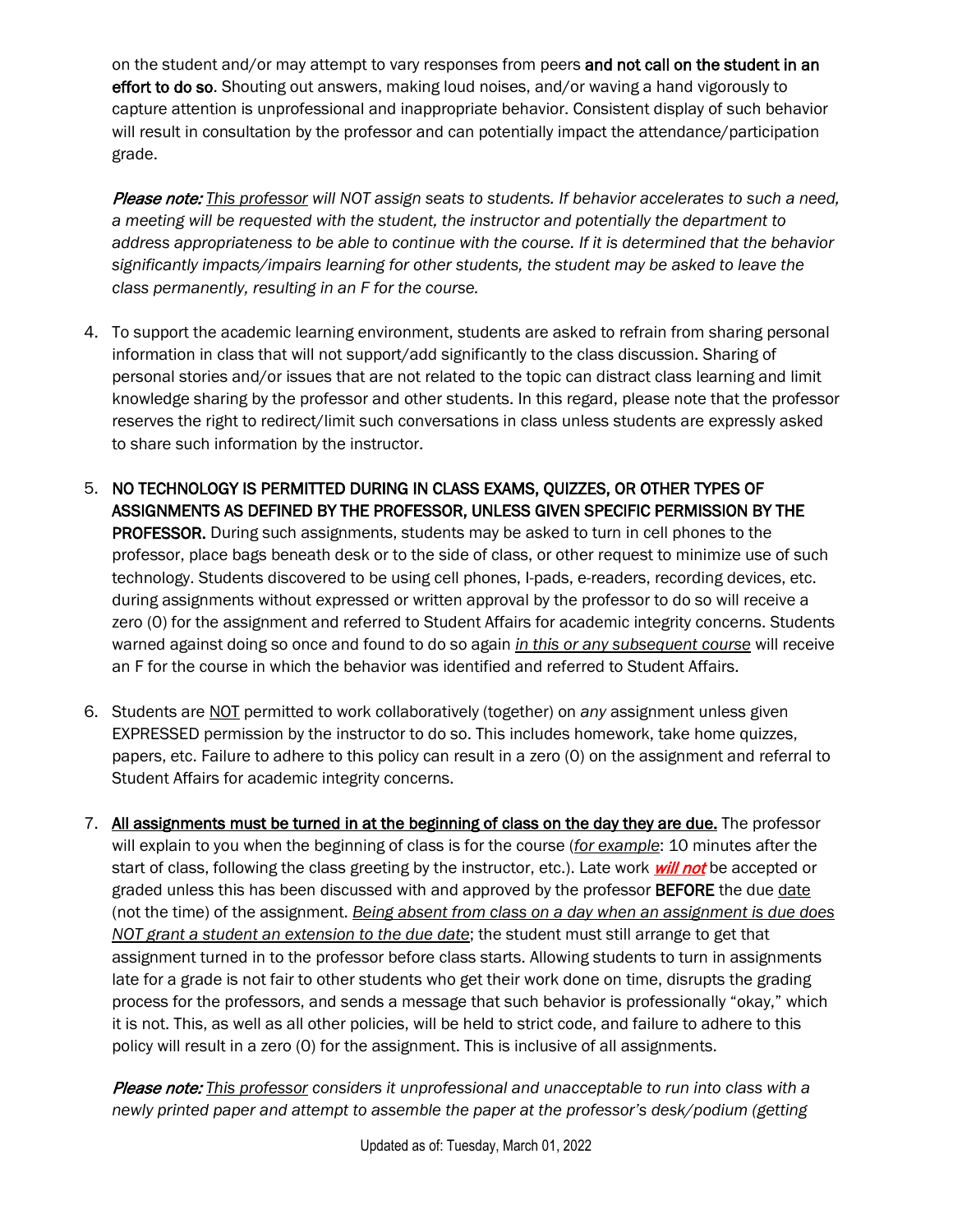on the student and/or may attempt to vary responses from peers **and not call on the student in an effort to do so**. Shouting out answers, making loud noises, and/or waving a hand vigorously to capture attention is unprofessional and inappropriate behavior. Consistent display of such behavior will result in consultation by the professor and can potentially impact the attendance/participation grade.

***Please note:*** *This professor will NOT assign seats to students. If behavior accelerates to such a need, a meeting will be requested with the student, the instructor and potentially the department to address appropriateness to be able to continue with the course. If it is determined that the behavior significantly impacts/impairs learning for other students, the student may be asked to leave the class permanently, resulting in an F for the course.*

4. To support the academic learning environment, students are asked to refrain from sharing personal information in class that will not support/add significantly to the class discussion. Sharing of personal stories and/or issues that are not related to the topic can distract class learning and limit knowledge sharing by the professor and other students. In this regard, please note that the professor reserves the right to redirect/limit such conversations in class unless students are expressly asked to share such information by the instructor.

5. **NO TECHNOLOGY IS PERMITTED DURING IN CLASS EXAMS, QUIZZES, OR OTHER TYPES OF ASSIGNMENTS AS DEFINED BY THE PROFESSOR, UNLESS GIVEN SPECIFIC PERMISSION BY THE PROFESSOR.** During such assignments, students may be asked to turn in cell phones to the professor, place bags beneath desk or to the side of class, or other request to minimize use of such technology. Students discovered to be using cell phones, I-pads, e-readers, recording devices, etc. during assignments without expressed or written approval by the professor to do so will receive a zero (0) for the assignment and referred to Student Affairs for academic integrity concerns. Students warned against doing so once and found to do so again *in this or any subsequent course* will receive an F for the course in which the behavior was identified and referred to Student Affairs.

6. Students are NOT permitted to work collaboratively (together) on *any* assignment unless given EXPRESSED permission by the instructor to do so. This includes homework, take home quizzes, papers, etc. Failure to adhere to this policy can result in a zero (0) on the assignment and referral to Student Affairs for academic integrity concerns.

7. **All assignments must be turned in at the beginning of class on the day they are due.** The professor will explain to you when the beginning of class is for the course (*for example*: 10 minutes after the start of class, following the class greeting by the instructor, etc.). Late work ***will not*** be accepted or graded unless this has been discussed with and approved by the professor **BEFORE** the due date (not the time) of the assignment. *Being absent from class on a day when an assignment is due does NOT grant a student an extension to the due date*; the student must still arrange to get that assignment turned in to the professor before class starts. Allowing students to turn in assignments late for a grade is not fair to other students who get their work done on time, disrupts the grading process for the professors, and sends a message that such behavior is professionally "okay," which it is not. This, as well as all other policies, will be held to strict code, and failure to adhere to this policy will result in a zero (0) for the assignment. This is inclusive of all assignments.

***Please note:*** *This professor considers it unprofessional and unacceptable to run into class with a newly printed paper and attempt to assemble the paper at the professor's desk/podium (getting*

Updated as of: Tuesday, March 01, 2022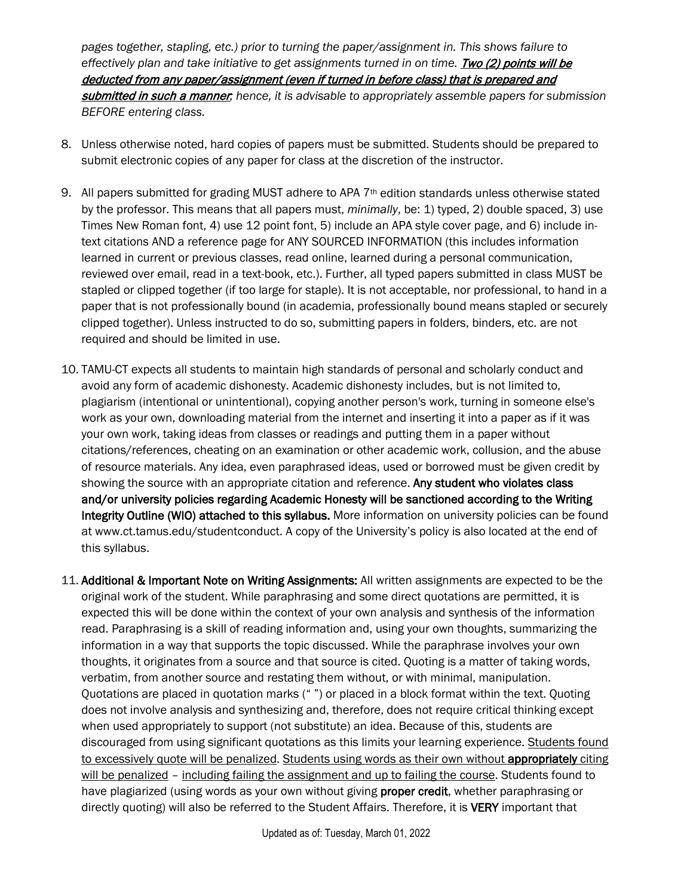*pages together, stapling, etc.) prior to turning the paper/assignment in. This shows failure to effectively plan and take initiative to get assignments turned in on time.* ***<u>Two (2) points will be deducted from any paper/assignment (even if turned in before class) that is prepared and submitted in such a manner</u>****; hence, it is advisable to appropriately assemble papers for submission BEFORE entering class.*

8. Unless otherwise noted, hard copies of papers must be submitted. Students should be prepared to submit electronic copies of any paper for class at the discretion of the instructor.

9. All papers submitted for grading MUST adhere to APA 7th edition standards unless otherwise stated by the professor. This means that all papers must, *minimally*, be: 1) typed, 2) double spaced, 3) use Times New Roman font, 4) use 12 point font, 5) include an APA style cover page, and 6) include in-text citations AND a reference page for ANY SOURCED INFORMATION (this includes information learned in current or previous classes, read online, learned during a personal communication, reviewed over email, read in a text-book, etc.). Further, all typed papers submitted in class MUST be stapled or clipped together (if too large for staple). It is not acceptable, nor professional, to hand in a paper that is not professionally bound (in academia, professionally bound means stapled or securely clipped together). Unless instructed to do so, submitting papers in folders, binders, etc. are not required and should be limited in use.

10. TAMU-CT expects all students to maintain high standards of personal and scholarly conduct and avoid any form of academic dishonesty. Academic dishonesty includes, but is not limited to, plagiarism (intentional or unintentional), copying another person's work, turning in someone else's work as your own, downloading material from the internet and inserting it into a paper as if it was your own work, taking ideas from classes or readings and putting them in a paper without citations/references, cheating on an examination or other academic work, collusion, and the abuse of resource materials. Any idea, even paraphrased ideas, used or borrowed must be given credit by showing the source with an appropriate citation and reference. **Any student who violates class and/or university policies regarding Academic Honesty will be sanctioned according to the Writing Integrity Outline (WIO) attached to this syllabus.** More information on university policies can be found at www.ct.tamus.edu/studentconduct. A copy of the University's policy is also located at the end of this syllabus.

11. **Additional & Important Note on Writing Assignments:** All written assignments are expected to be the original work of the student. While paraphrasing and some direct quotations are permitted, it is expected this will be done within the context of your own analysis and synthesis of the information read. Paraphrasing is a skill of reading information and, using your own thoughts, summarizing the information in a way that supports the topic discussed. While the paraphrase involves your own thoughts, it originates from a source and that source is cited. Quoting is a matter of taking words, verbatim, from another source and restating them without, or with minimal, manipulation. Quotations are placed in quotation marks (" ") or placed in a block format within the text. Quoting does not involve analysis and synthesizing and, therefore, does not require critical thinking except when used appropriately to support (not substitute) an idea. Because of this, students are discouraged from using significant quotations as this limits your learning experience. <u>Students found to excessively quote will be penalized</u>. <u>Students using words as their own without **appropriately** citing will be penalized</u> – <u>including failing the assignment and up to failing the course</u>. Students found to have plagiarized (using words as your own without giving **proper credit**, whether paraphrasing or directly quoting) will also be referred to the Student Affairs. Therefore, it is **VERY** important that

Updated as of: Tuesday, March 01, 2022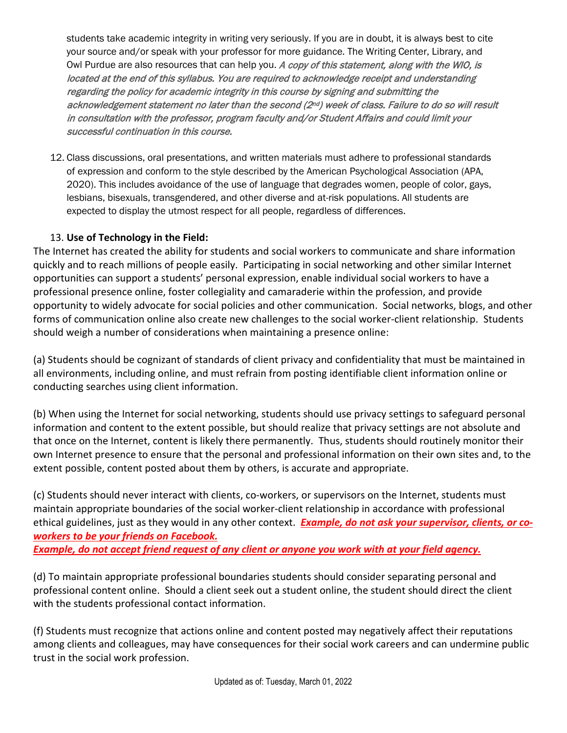students take academic integrity in writing very seriously. If you are in doubt, it is always best to cite your source and/or speak with your professor for more guidance. The Writing Center, Library, and Owl Purdue are also resources that can help you. *A copy of this statement, along with the WIO, is located at the end of this syllabus. You are required to acknowledge receipt and understanding regarding the policy for academic integrity in this course by signing and submitting the acknowledgement statement no later than the second (2nd) week of class. Failure to do so will result in consultation with the professor, program faculty and/or Student Affairs and could limit your successful continuation in this course.*

12. Class discussions, oral presentations, and written materials must adhere to professional standards of expression and conform to the style described by the American Psychological Association (APA, 2020). This includes avoidance of the use of language that degrades women, people of color, gays, lesbians, bisexuals, transgendered, and other diverse and at-risk populations. All students are expected to display the utmost respect for all people, regardless of differences.

13. **Use of Technology in the Field:**

The Internet has created the ability for students and social workers to communicate and share information quickly and to reach millions of people easily. Participating in social networking and other similar Internet opportunities can support a students' personal expression, enable individual social workers to have a professional presence online, foster collegiality and camaraderie within the profession, and provide opportunity to widely advocate for social policies and other communication. Social networks, blogs, and other forms of communication online also create new challenges to the social worker-client relationship. Students should weigh a number of considerations when maintaining a presence online:

(a) Students should be cognizant of standards of client privacy and confidentiality that must be maintained in all environments, including online, and must refrain from posting identifiable client information online or conducting searches using client information.

(b) When using the Internet for social networking, students should use privacy settings to safeguard personal information and content to the extent possible, but should realize that privacy settings are not absolute and that once on the Internet, content is likely there permanently. Thus, students should routinely monitor their own Internet presence to ensure that the personal and professional information on their own sites and, to the extent possible, content posted about them by others, is accurate and appropriate.

(c) Students should never interact with clients, co-workers, or supervisors on the Internet, students must maintain appropriate boundaries of the social worker-client relationship in accordance with professional ethical guidelines, just as they would in any other context. ***Example, do not ask your supervisor, clients, or co-workers to be your friends on Facebook.***
***Example, do not accept friend request of any client or anyone you work with at your field agency.***

(d) To maintain appropriate professional boundaries students should consider separating personal and professional content online. Should a client seek out a student online, the student should direct the client with the students professional contact information.

(f) Students must recognize that actions online and content posted may negatively affect their reputations among clients and colleagues, may have consequences for their social work careers and can undermine public trust in the social work profession.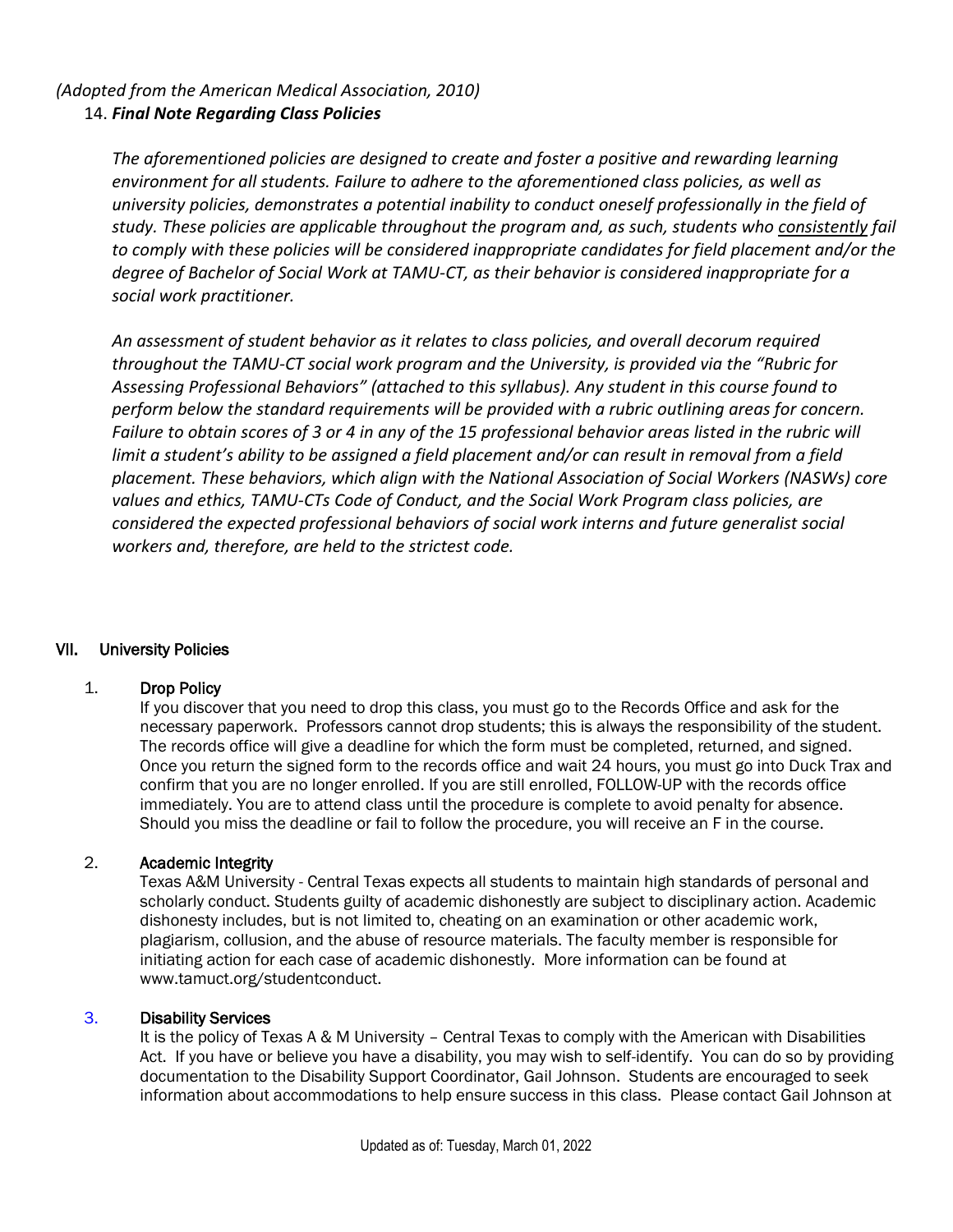*(Adopted from the American Medical Association, 2010)*

14. ***Final Note Regarding Class Policies***

*The aforementioned policies are designed to create and foster a positive and rewarding learning environment for all students. Failure to adhere to the aforementioned class policies, as well as university policies, demonstrates a potential inability to conduct oneself professionally in the field of study. These policies are applicable throughout the program and, as such, students who consistently fail to comply with these policies will be considered inappropriate candidates for field placement and/or the degree of Bachelor of Social Work at TAMU-CT, as their behavior is considered inappropriate for a social work practitioner.*

*An assessment of student behavior as it relates to class policies, and overall decorum required throughout the TAMU-CT social work program and the University, is provided via the "Rubric for Assessing Professional Behaviors" (attached to this syllabus). Any student in this course found to perform below the standard requirements will be provided with a rubric outlining areas for concern. Failure to obtain scores of 3 or 4 in any of the 15 professional behavior areas listed in the rubric will limit a student's ability to be assigned a field placement and/or can result in removal from a field placement. These behaviors, which align with the National Association of Social Workers (NASWs) core values and ethics, TAMU-CTs Code of Conduct, and the Social Work Program class policies, are considered the expected professional behaviors of social work interns and future generalist social workers and, therefore, are held to the strictest code.*

## VII. University Policies

1. **Drop Policy**
   If you discover that you need to drop this class, you must go to the Records Office and ask for the necessary paperwork. Professors cannot drop students; this is always the responsibility of the student. The records office will give a deadline for which the form must be completed, returned, and signed. Once you return the signed form to the records office and wait 24 hours, you must go into Duck Trax and confirm that you are no longer enrolled. If you are still enrolled, FOLLOW-UP with the records office immediately. You are to attend class until the procedure is complete to avoid penalty for absence. Should you miss the deadline or fail to follow the procedure, you will receive an F in the course.

2. **Academic Integrity**
   Texas A&M University - Central Texas expects all students to maintain high standards of personal and scholarly conduct. Students guilty of academic dishonestly are subject to disciplinary action. Academic dishonesty includes, but is not limited to, cheating on an examination or other academic work, plagiarism, collusion, and the abuse of resource materials. The faculty member is responsible for initiating action for each case of academic dishonestly. More information can be found at www.tamuct.org/studentconduct.

3. **Disability Services**
   It is the policy of Texas A & M University – Central Texas to comply with the American with Disabilities Act. If you have or believe you have a disability, you may wish to self-identify. You can do so by providing documentation to the Disability Support Coordinator, Gail Johnson. Students are encouraged to seek information about accommodations to help ensure success in this class. Please contact Gail Johnson at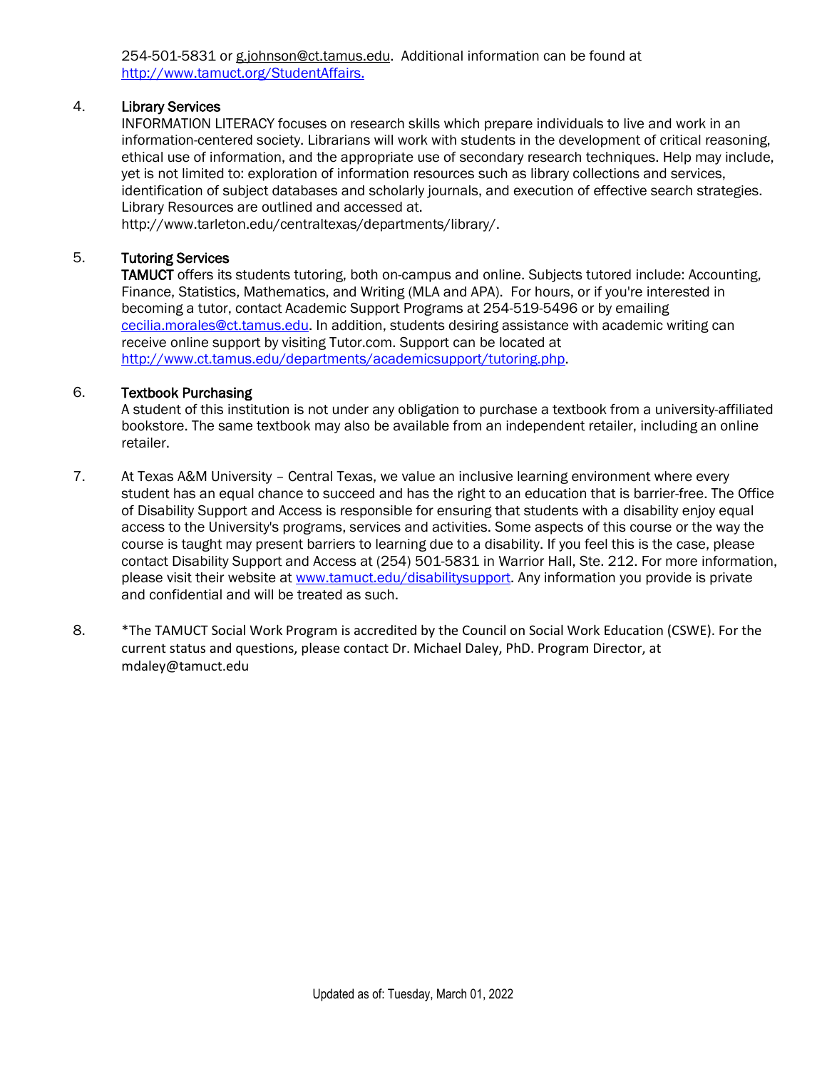254-501-5831 or g.johnson@ct.tamus.edu. Additional information can be found at http://www.tamuct.org/StudentAffairs.

4. **Library Services**
   INFORMATION LITERACY focuses on research skills which prepare individuals to live and work in an information-centered society. Librarians will work with students in the development of critical reasoning, ethical use of information, and the appropriate use of secondary research techniques. Help may include, yet is not limited to: exploration of information resources such as library collections and services, identification of subject databases and scholarly journals, and execution of effective search strategies. Library Resources are outlined and accessed at.
   http://www.tarleton.edu/centraltexas/departments/library/.

5. **Tutoring Services**
   **TAMUCT** offers its students tutoring, both on-campus and online. Subjects tutored include: Accounting, Finance, Statistics, Mathematics, and Writing (MLA and APA). For hours, or if you're interested in becoming a tutor, contact Academic Support Programs at 254-519-5496 or by emailing cecilia.morales@ct.tamus.edu. In addition, students desiring assistance with academic writing can receive online support by visiting Tutor.com. Support can be located at http://www.ct.tamus.edu/departments/academicsupport/tutoring.php.

6. **Textbook Purchasing**
   A student of this institution is not under any obligation to purchase a textbook from a university-affiliated bookstore. The same textbook may also be available from an independent retailer, including an online retailer.

7. At Texas A&M University – Central Texas, we value an inclusive learning environment where every student has an equal chance to succeed and has the right to an education that is barrier-free. The Office of Disability Support and Access is responsible for ensuring that students with a disability enjoy equal access to the University's programs, services and activities. Some aspects of this course or the way the course is taught may present barriers to learning due to a disability. If you feel this is the case, please contact Disability Support and Access at (254) 501-5831 in Warrior Hall, Ste. 212. For more information, please visit their website at www.tamuct.edu/disabilitysupport. Any information you provide is private and confidential and will be treated as such.

8. *The TAMUCT Social Work Program is accredited by the Council on Social Work Education (CSWE). For the current status and questions, please contact Dr. Michael Daley, PhD. Program Director, at mdaley@tamuct.edu

Updated as of: Tuesday, March 01, 2022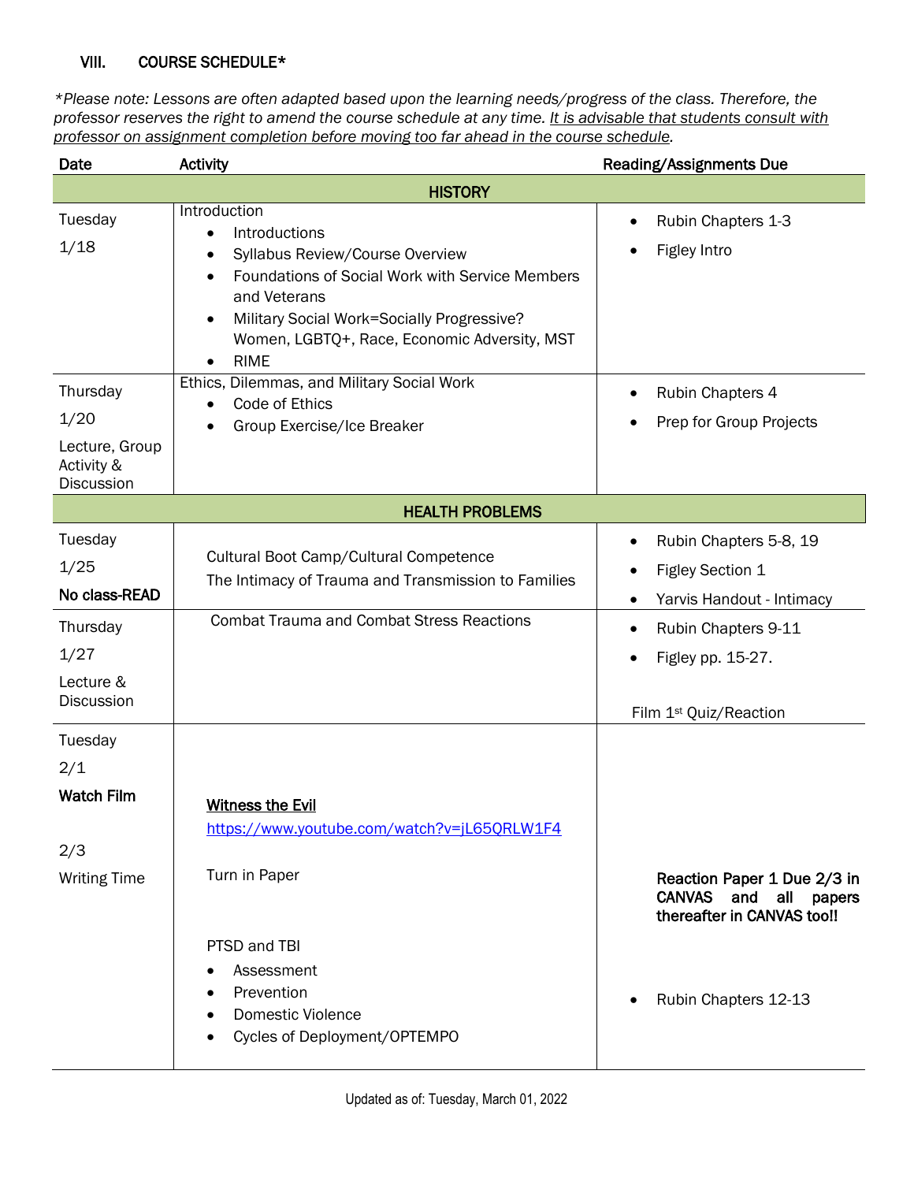## VIII. COURSE SCHEDULE*

**Please note: Lessons are often adapted based upon the learning needs/progress of the class. Therefore, the professor reserves the right to amend the course schedule at any time. It is advisable that students consult with professor on assignment completion before moving too far ahead in the course schedule.*

| Date | Activity | Reading/Assignments Due |
|---|---|---|
| | **HISTORY** | |
| Tuesday 1/18 | Introduction<br>• Introductions<br>• Syllabus Review/Course Overview<br>• Foundations of Social Work with Service Members and Veterans<br>• Military Social Work=Socially Progressive? Women, LGBTQ+, Race, Economic Adversity, MST<br>• RIME | • Rubin Chapters 1-3<br>• Figley Intro |
| Thursday 1/20 Lecture, Group Activity & Discussion | Ethics, Dilemmas, and Military Social Work<br>• Code of Ethics<br>• Group Exercise/Ice Breaker | • Rubin Chapters 4<br>• Prep for Group Projects |
| | **HEALTH PROBLEMS** | |
| Tuesday 1/25 **No class-READ** | Cultural Boot Camp/Cultural Competence<br>The Intimacy of Trauma and Transmission to Families | • Rubin Chapters 5-8, 19<br>• Figley Section 1<br>• Yarvis Handout - Intimacy |
| Thursday 1/27 Lecture & Discussion | Combat Trauma and Combat Stress Reactions | • Rubin Chapters 9-11<br>• Figley pp. 15-27.<br><br>Film 1st Quiz/Reaction |
| Tuesday 2/1 **Watch Film**<br><br>2/3 Writing Time | **Witness the Evil**<br>https://www.youtube.com/watch?v=jL65QRLW1F4<br><br>Turn in Paper<br><br>PTSD and TBI<br>• Assessment<br>• Prevention<br>• Domestic Violence<br>• Cycles of Deployment/OPTEMPO | **Reaction Paper 1 Due 2/3 in CANVAS and all papers thereafter in CANVAS too!!**<br><br>• Rubin Chapters 12-13 |

Updated as of: Tuesday, March 01, 2022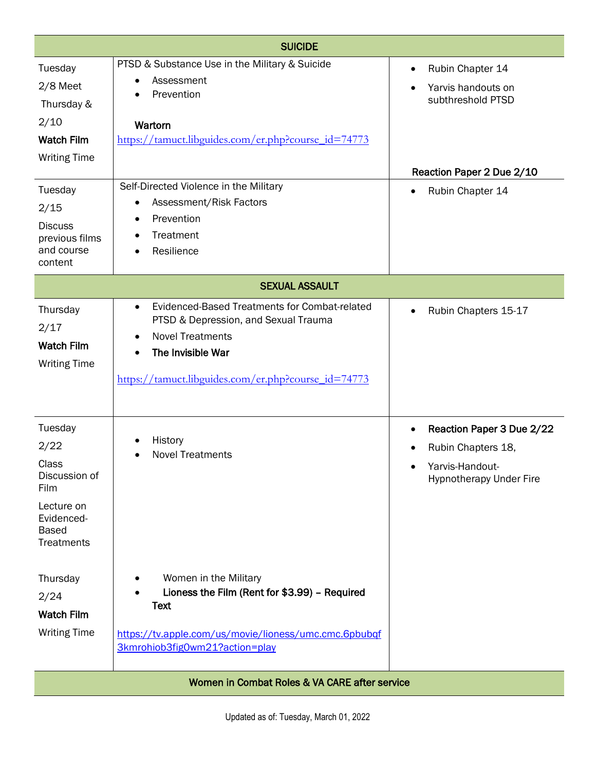| SUICIDE | | |
|---|---|---|
| Tuesday 2/8 Meet Thursday & 2/10 **Watch Film** Writing Time | PTSD & Substance Use in the Military & Suicide<br>• Assessment<br>• Prevention<br><br>**Wartorn**<br>https://tamuct.libguides.com/er.php?course_id=74773 | • Rubin Chapter 14<br>• Yarvis handouts on subthreshold PTSD<br><br>**Reaction Paper 2 Due 2/10** |
| Tuesday 2/15 Discuss previous films and course content | Self-Directed Violence in the Military<br>• Assessment/Risk Factors<br>• Prevention<br>• Treatment<br>• Resilience | • Rubin Chapter 14 |
| **SEXUAL ASSAULT** | | |
| Thursday 2/17 **Watch Film** Writing Time | • Evidenced-Based Treatments for Combat-related PTSD & Depression, and Sexual Trauma<br>• Novel Treatments<br>• **The Invisible War**<br><br>https://tamuct.libguides.com/er.php?course_id=74773 | • Rubin Chapters 15-17 |
| Tuesday 2/22 Class Discussion of Film Lecture on Evidenced-Based Treatments<br><br>Thursday 2/24 **Watch Film** Writing Time | • History<br>• Novel Treatments<br><br>• Women in the Military<br>• **Lioness the Film (Rent for $3.99) – Required Text**<br><br>https://tv.apple.com/us/movie/lioness/umc.cmc.6pbubqf3kmrohiob3fig0wm21?action=play | • **Reaction Paper 3 Due 2/22**<br>• Rubin Chapters 18,<br>• Yarvis-Handout-Hypnotherapy Under Fire |
| **Women in Combat Roles & VA CARE after service** | | |

Updated as of: Tuesday, March 01, 2022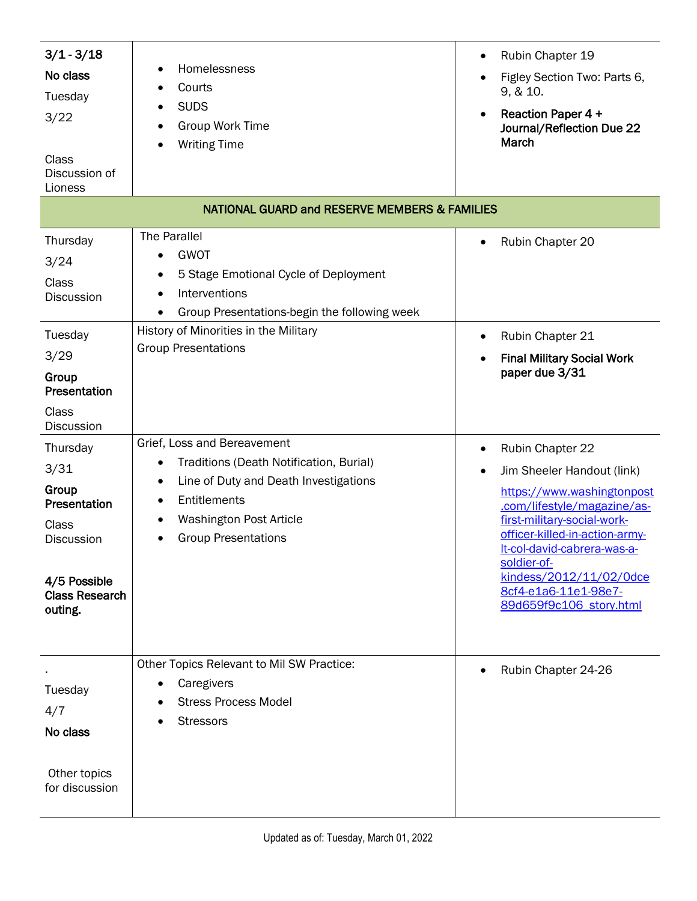| 3/1 - 3/18<br>**No class**<br>Tuesday<br>3/22<br><br>Class Discussion of Lioness | • Homelessness<br>• Courts<br>• SUDS<br>• Group Work Time<br>• Writing Time | • Rubin Chapter 19<br>• Figley Section Two: Parts 6, 9, & 10.<br>• **Reaction Paper 4 + Journal/Reflection Due 22 March** |
|---|---|---|
| **NATIONAL GUARD and RESERVE MEMBERS & FAMILIES** | | |
| Thursday<br>3/24<br>Class Discussion | The Parallel<br>• GWOT<br>• 5 Stage Emotional Cycle of Deployment<br>• Interventions<br>• Group Presentations-begin the following week | • Rubin Chapter 20 |
| Tuesday<br>3/29<br>**Group Presentation**<br>Class Discussion | History of Minorities in the Military<br>Group Presentations | • Rubin Chapter 21<br>• **Final Military Social Work paper due 3/31** |
| Thursday<br>3/31<br>**Group Presentation**<br>Class Discussion<br><br>**4/5 Possible Class Research outing.** | Grief, Loss and Bereavement<br>• Traditions (Death Notification, Burial)<br>• Line of Duty and Death Investigations<br>• Entitlements<br>• Washington Post Article<br>• Group Presentations | • Rubin Chapter 22<br>• Jim Sheeler Handout (link)<br>[https://www.washingtonpost.com/lifestyle/magazine/as-first-military-social-work-officer-killed-in-action-army-lt-col-david-cabrera-was-a-soldier-of-kindess/2012/11/02/0dce8cf4-e1a6-11e1-98e7-89d659f9c106_story.html](https://www.washingtonpost.com/lifestyle/magazine/as-first-military-social-work-officer-killed-in-action-army-lt-col-david-cabrera-was-a-soldier-of-kindess/2012/11/02/0dce8cf4-e1a6-11e1-98e7-89d659f9c106_story.html) |
| .<br>Tuesday<br>4/7<br>**No class**<br><br>Other topics for discussion | Other Topics Relevant to Mil SW Practice:<br>• Caregivers<br>• Stress Process Model<br>• Stressors | • Rubin Chapter 24-26 |

Updated as of: Tuesday, March 01, 2022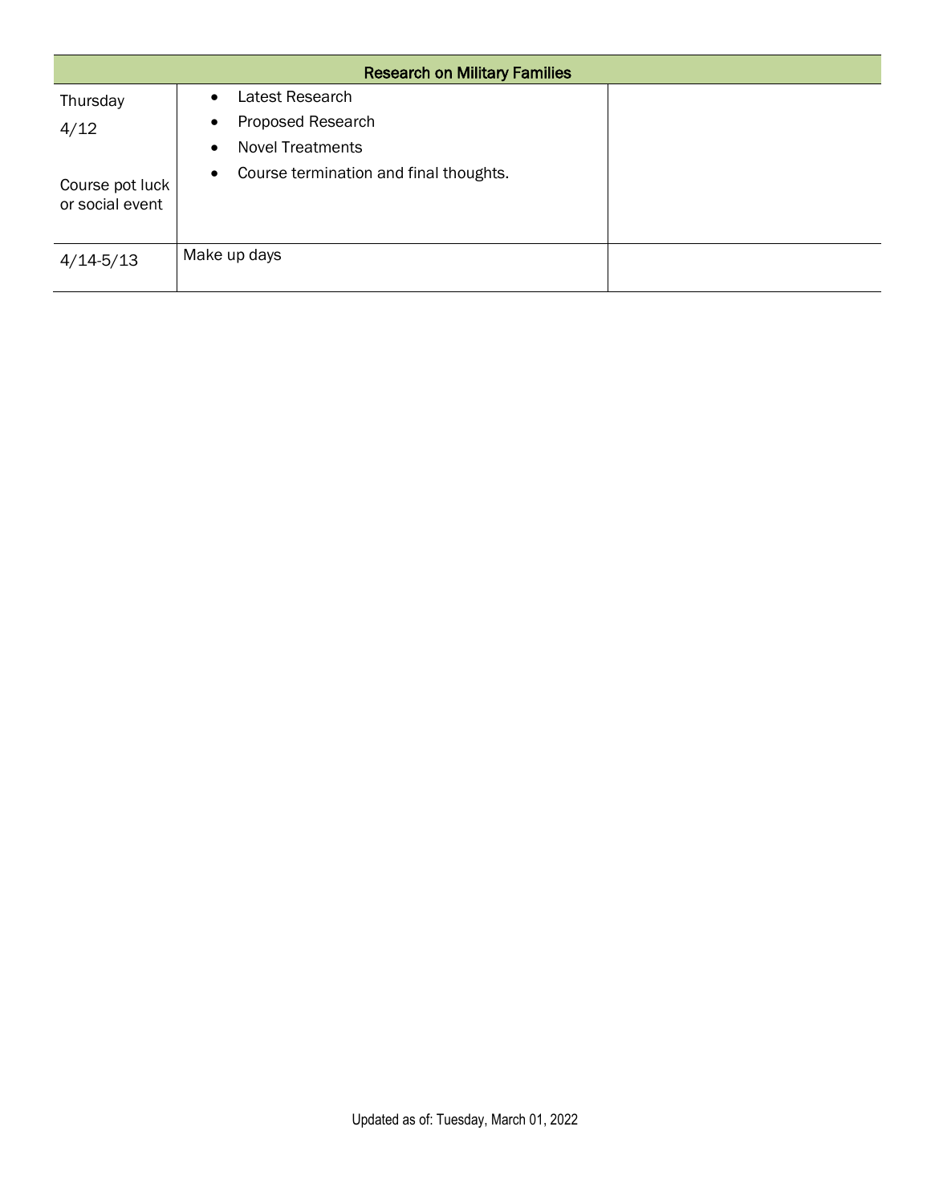| Research on Military Families | | |
|---|---|---|
| Thursday 4/12<br><br>Course pot luck or social event | • Latest Research<br>• Proposed Research<br>• Novel Treatments<br>• Course termination and final thoughts. | |
| 4/14-5/13 | Make up days | |

Updated as of: Tuesday, March 01, 2022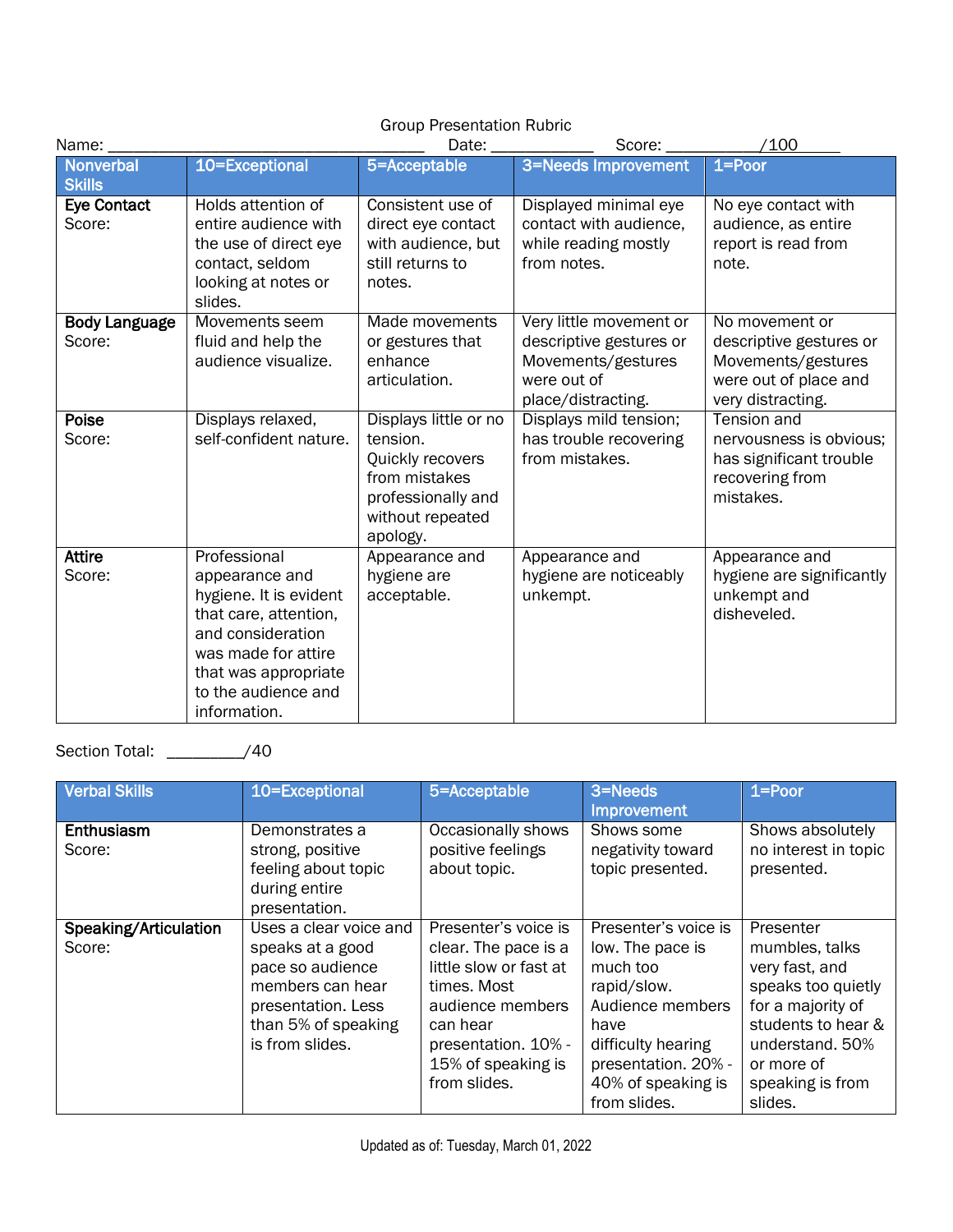Group Presentation Rubric

Name: ____________________________________ Date: ____________ Score: ___________/100

| Nonverbal Skills | 10=Exceptional | 5=Acceptable | 3=Needs Improvement | 1=Poor |
|---|---|---|---|---|
| **Eye Contact** Score: | Holds attention of entire audience with the use of direct eye contact, seldom looking at notes or slides. | Consistent use of direct eye contact with audience, but still returns to notes. | Displayed minimal eye contact with audience, while reading mostly from notes. | No eye contact with audience, as entire report is read from note. |
| **Body Language** Score: | Movements seem fluid and help the audience visualize. | Made movements or gestures that enhance articulation. | Very little movement or descriptive gestures or Movements/gestures were out of place/distracting. | No movement or descriptive gestures or Movements/gestures were out of place and very distracting. |
| **Poise** Score: | Displays relaxed, self-confident nature. | Displays little or no tension. Quickly recovers from mistakes professionally and without repeated apology. | Displays mild tension; has trouble recovering from mistakes. | Tension and nervousness is obvious; has significant trouble recovering from mistakes. |
| **Attire** Score: | Professional appearance and hygiene. It is evident that care, attention, and consideration was made for attire that was appropriate to the audience and information. | Appearance and hygiene are acceptable. | Appearance and hygiene are noticeably unkempt. | Appearance and hygiene are significantly unkempt and disheveled. |

Section Total: _________/40

| Verbal Skills | 10=Exceptional | 5=Acceptable | 3=Needs Improvement | 1=Poor |
|---|---|---|---|---|
| **Enthusiasm** Score: | Demonstrates a strong, positive feeling about topic during entire presentation. | Occasionally shows positive feelings about topic. | Shows some negativity toward topic presented. | Shows absolutely no interest in topic presented. |
| **Speaking/Articulation** Score: | Uses a clear voice and speaks at a good pace so audience members can hear presentation. Less than 5% of speaking is from slides. | Presenter's voice is clear. The pace is a little slow or fast at times. Most audience members can hear presentation. 10% - 15% of speaking is from slides. | Presenter's voice is low. The pace is much too rapid/slow. Audience members have difficulty hearing presentation. 20% - 40% of speaking is from slides. | Presenter mumbles, talks very fast, and speaks too quietly for a majority of students to hear & understand. 50% or more of speaking is from slides. |

Updated as of: Tuesday, March 01, 2022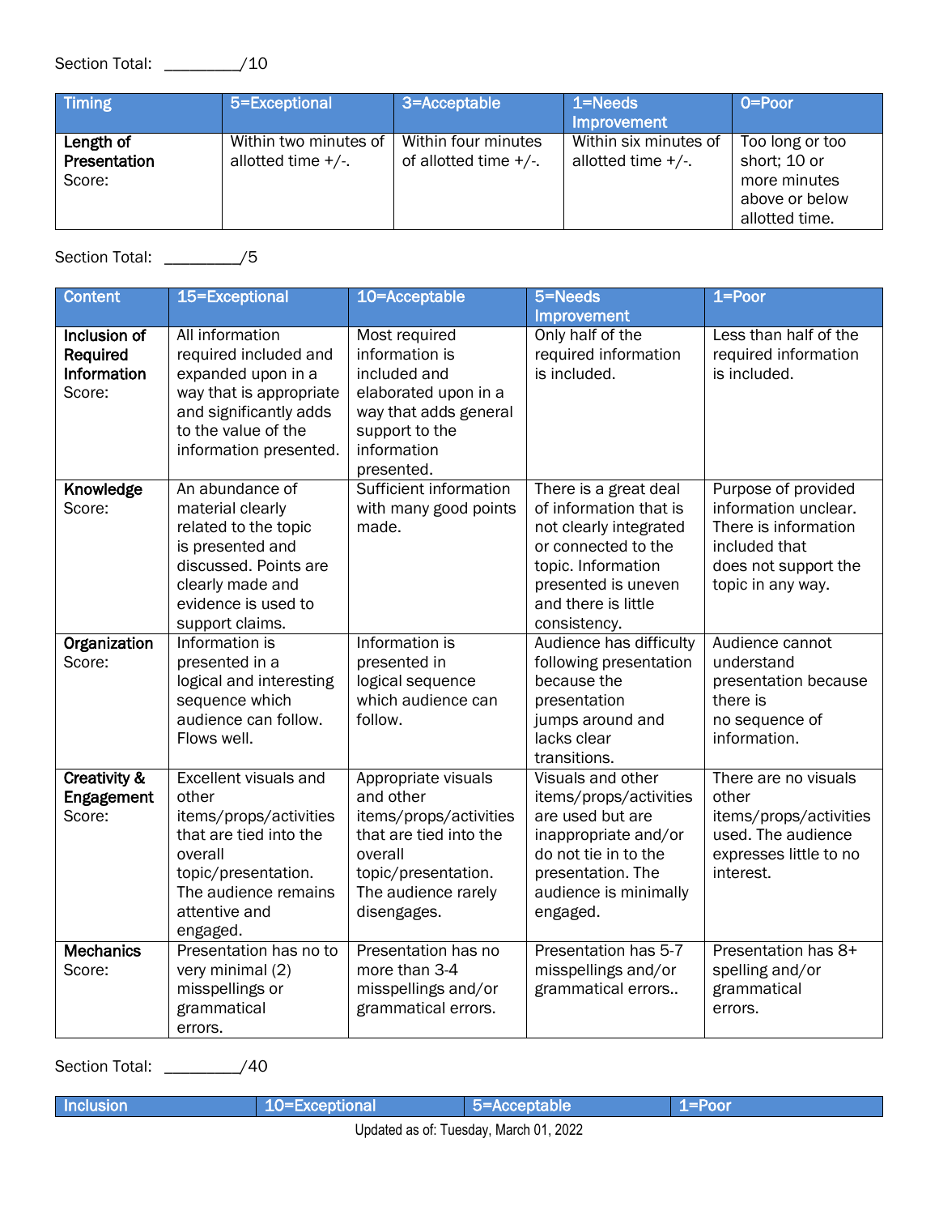Section Total: _________/10

| Timing | 5=Exceptional | 3=Acceptable | 1=Needs Improvement | 0=Poor |
|---|---|---|---|---|
| **Length of Presentation** Score: | Within two minutes of allotted time +/-. | Within four minutes of allotted time +/-. | Within six minutes of allotted time +/-. | Too long or too short; 10 or more minutes above or below allotted time. |

Section Total: _________/5

| Content | 15=Exceptional | 10=Acceptable | 5=Needs Improvement | 1=Poor |
|---|---|---|---|---|
| **Inclusion of Required Information** Score: | All information required included and expanded upon in a way that is appropriate and significantly adds to the value of the information presented. | Most required information is included and elaborated upon in a way that adds general support to the information presented. | Only half of the required information is included. | Less than half of the required information is included. |
| **Knowledge** Score: | An abundance of material clearly related to the topic is presented and discussed. Points are clearly made and evidence is used to support claims. | Sufficient information with many good points made. | There is a great deal of information that is not clearly integrated or connected to the topic. Information presented is uneven and there is little consistency. | Purpose of provided information unclear. There is information included that does not support the topic in any way. |
| **Organization** Score: | Information is presented in a logical and interesting sequence which audience can follow. Flows well. | Information is presented in logical sequence which audience can follow. | Audience has difficulty following presentation because the presentation jumps around and lacks clear transitions. | Audience cannot understand presentation because there is no sequence of information. |
| **Creativity & Engagement** Score: | Excellent visuals and other items/props/activities that are tied into the overall topic/presentation. The audience remains attentive and engaged. | Appropriate visuals and other items/props/activities that are tied into the overall topic/presentation. The audience rarely disengages. | Visuals and other items/props/activities are used but are inappropriate and/or do not tie in to the presentation. The audience is minimally engaged. | There are no visuals other items/props/activities used. The audience expresses little to no interest. |
| **Mechanics** Score: | Presentation has no to very minimal (2) misspellings or grammatical errors. | Presentation has no more than 3-4 misspellings and/or grammatical errors. | Presentation has 5-7 misspellings and/or grammatical errors.. | Presentation has 8+ spelling and/or grammatical errors. |

Section Total: _________/40

| Inclusion | 10=Exceptional | 5=Acceptable | 1=Poor |
|---|---|---|---|

Updated as of: Tuesday, March 01, 2022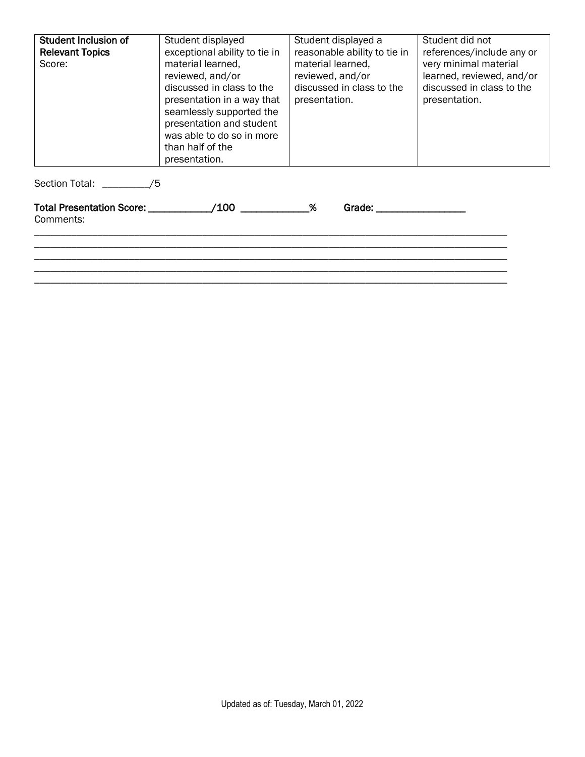| **Student Inclusion of Relevant Topics** Score: | Student displayed exceptional ability to tie in material learned, reviewed, and/or discussed in class to the presentation in a way that seamlessly supported the presentation and student was able to do so in more than half of the presentation. | Student displayed a reasonable ability to tie in material learned, reviewed, and/or discussed in class to the presentation. | Student did not references/include any or very minimal material learned, reviewed, and/or discussed in class to the presentation. |
|---|---|---|---|

Section Total: ________/5

**Total Presentation Score: ___________/100 ____________%** **Grade: ________________**

Comments:

_____________________________________________________________________________________
_____________________________________________________________________________________
_____________________________________________________________________________________
_____________________________________________________________________________________
_____________________________________________________________________________________

Updated as of: Tuesday, March 01, 2022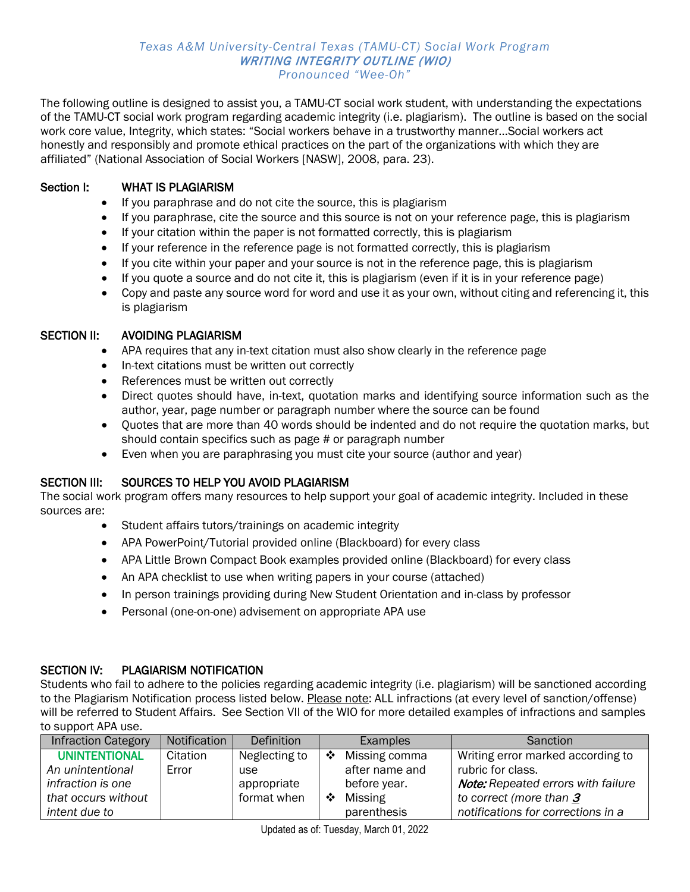*Texas A&M University-Central Texas (TAMU-CT) Social Work Program*
***WRITING INTEGRITY OUTLINE (WIO)***
*Pronounced "Wee-Oh"*

The following outline is designed to assist you, a TAMU-CT social work student, with understanding the expectations of the TAMU-CT social work program regarding academic integrity (i.e. plagiarism). The outline is based on the social work core value, Integrity, which states: "Social workers behave in a trustworthy manner…Social workers act honestly and responsibly and promote ethical practices on the part of the organizations with which they are affiliated" (National Association of Social Workers [NASW], 2008, para. 23).

## Section I: WHAT IS PLAGIARISM

- If you paraphrase and do not cite the source, this is plagiarism
- If you paraphrase, cite the source and this source is not on your reference page, this is plagiarism
- If your citation within the paper is not formatted correctly, this is plagiarism
- If your reference in the reference page is not formatted correctly, this is plagiarism
- If you cite within your paper and your source is not in the reference page, this is plagiarism
- If you quote a source and do not cite it, this is plagiarism (even if it is in your reference page)
- Copy and paste any source word for word and use it as your own, without citing and referencing it, this is plagiarism

## SECTION II: AVOIDING PLAGIARISM

- APA requires that any in-text citation must also show clearly in the reference page
- In-text citations must be written out correctly
- References must be written out correctly
- Direct quotes should have, in-text, quotation marks and identifying source information such as the author, year, page number or paragraph number where the source can be found
- Quotes that are more than 40 words should be indented and do not require the quotation marks, but should contain specifics such as page # or paragraph number
- Even when you are paraphrasing you must cite your source (author and year)

## SECTION III: SOURCES TO HELP YOU AVOID PLAGIARISM

The social work program offers many resources to help support your goal of academic integrity. Included in these sources are:

- Student affairs tutors/trainings on academic integrity
- APA PowerPoint/Tutorial provided online (Blackboard) for every class
- APA Little Brown Compact Book examples provided online (Blackboard) for every class
- An APA checklist to use when writing papers in your course (attached)
- In person trainings providing during New Student Orientation and in-class by professor
- Personal (one-on-one) advisement on appropriate APA use

## SECTION IV: PLAGIARISM NOTIFICATION

Students who fail to adhere to the policies regarding academic integrity (i.e. plagiarism) will be sanctioned according to the Plagiarism Notification process listed below. Please note: ALL infractions (at every level of sanction/offense) will be referred to Student Affairs. See Section VII of the WIO for more detailed examples of infractions and samples to support APA use.

| Infraction Category | Notification | Definition | Examples | Sanction |
|---|---|---|---|---|
| **UNINTENTIONAL** *An unintentional infraction is one that occurs without intent due to* | Citation Error | Neglecting to use appropriate format when | ❖ Missing comma after name and before year. ❖ Missing parenthesis | Writing error marked according to rubric for class. ***Note:*** *Repeated errors with failure to correct (more than* ***3*** *notifications for corrections in a* |

Updated as of: Tuesday, March 01, 2022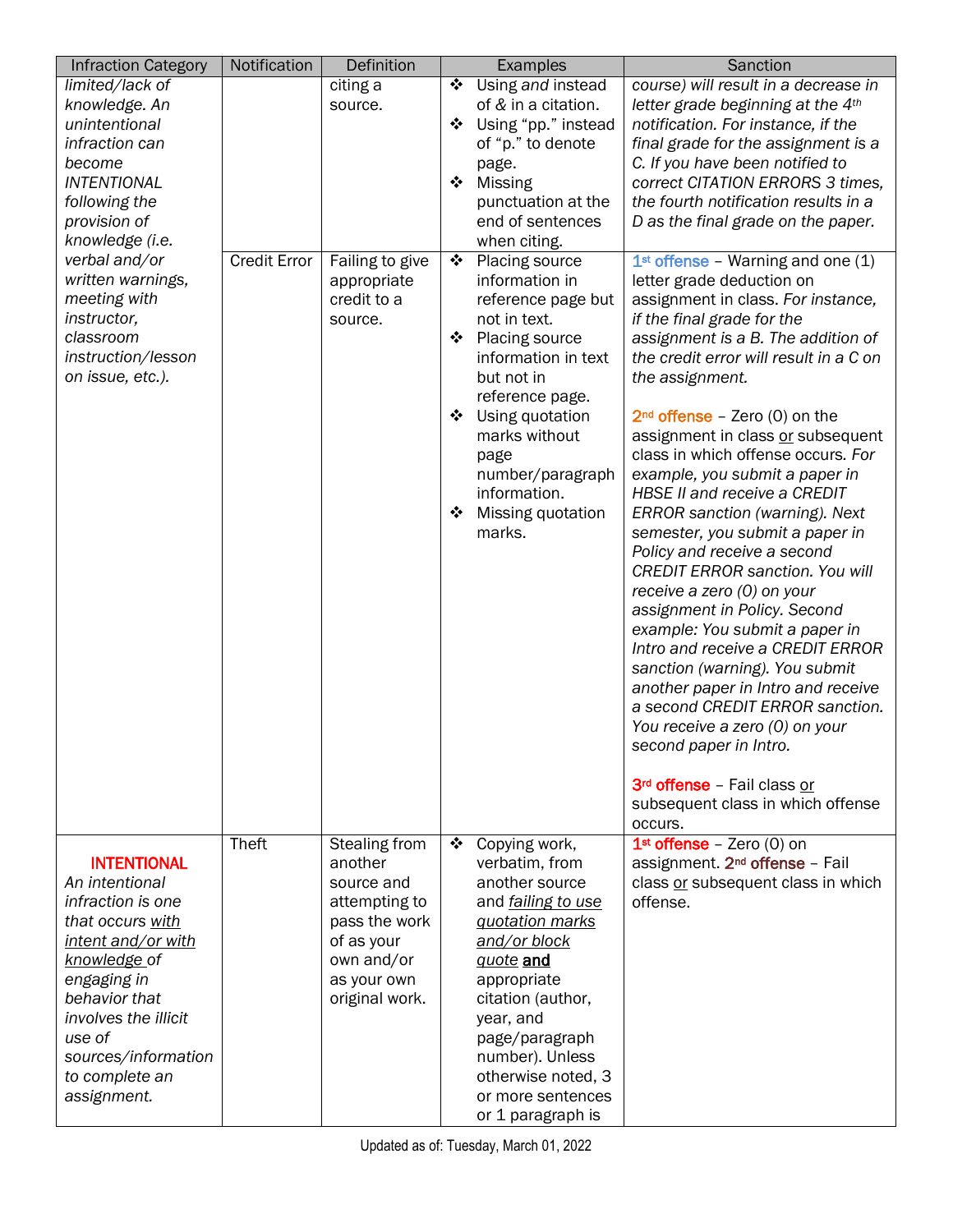| Infraction Category | Notification | Definition | Examples | Sanction |
|---|---|---|---|---|
| *limited/lack of knowledge. An unintentional infraction can become INTENTIONAL following the provision of knowledge (i.e.* | | citing a source. | ❖ Using *and* instead of *&* in a citation.<br>❖ Using "pp." instead of "p." to denote page.<br>❖ Missing punctuation at the end of sentences when citing. | *course) will result in a decrease in letter grade beginning at the 4th notification. For instance, if the final grade for the assignment is a C. If you have been notified to correct CITATION ERRORS 3 times, the fourth notification results in a D as the final grade on the paper.* |
| *verbal and/or written warnings, meeting with instructor, classroom instruction/lesson on issue, etc.).* | Credit Error | Failing to give appropriate credit to a source. | ❖ Placing source information in reference page but not in text.<br>❖ Placing source information in text but not in reference page.<br>❖ Using quotation marks without page number/paragraph information.<br>❖ Missing quotation marks. | **1st offense** – Warning and one (1) letter grade deduction on assignment in class. *For instance, if the final grade for the assignment is a B. The addition of the credit error will result in a C on the assignment.*<br><br>**2nd offense** – Zero (0) on the assignment in class or subsequent class in which offense occurs. *For example, you submit a paper in HBSE II and receive a CREDIT ERROR sanction (warning). Next semester, you submit a paper in Policy and receive a second CREDIT ERROR sanction. You will receive a zero (0) on your assignment in Policy. Second example: You submit a paper in Intro and receive a CREDIT ERROR sanction (warning). You submit another paper in Intro and receive a second CREDIT ERROR sanction. You receive a zero (0) on your second paper in Intro.*<br><br>**3rd offense** – Fail class or subsequent class in which offense occurs. |
| **INTENTIONAL**<br>*An intentional infraction is one that occurs with intent and/or with knowledge of engaging in behavior that involves the illicit use of sources/information to complete an assignment.* | Theft | Stealing from another source and attempting to pass the work of as your own and/or as your own original work. | ❖ Copying work, verbatim, from another source and *failing to use quotation marks and/or block quote* **and** appropriate citation (author, year, and page/paragraph number). Unless otherwise noted, 3 or more sentences or 1 paragraph is | **1st offense** – Zero (0) on assignment. **2nd offense** – Fail class or subsequent class in which offense. |

Updated as of: Tuesday, March 01, 2022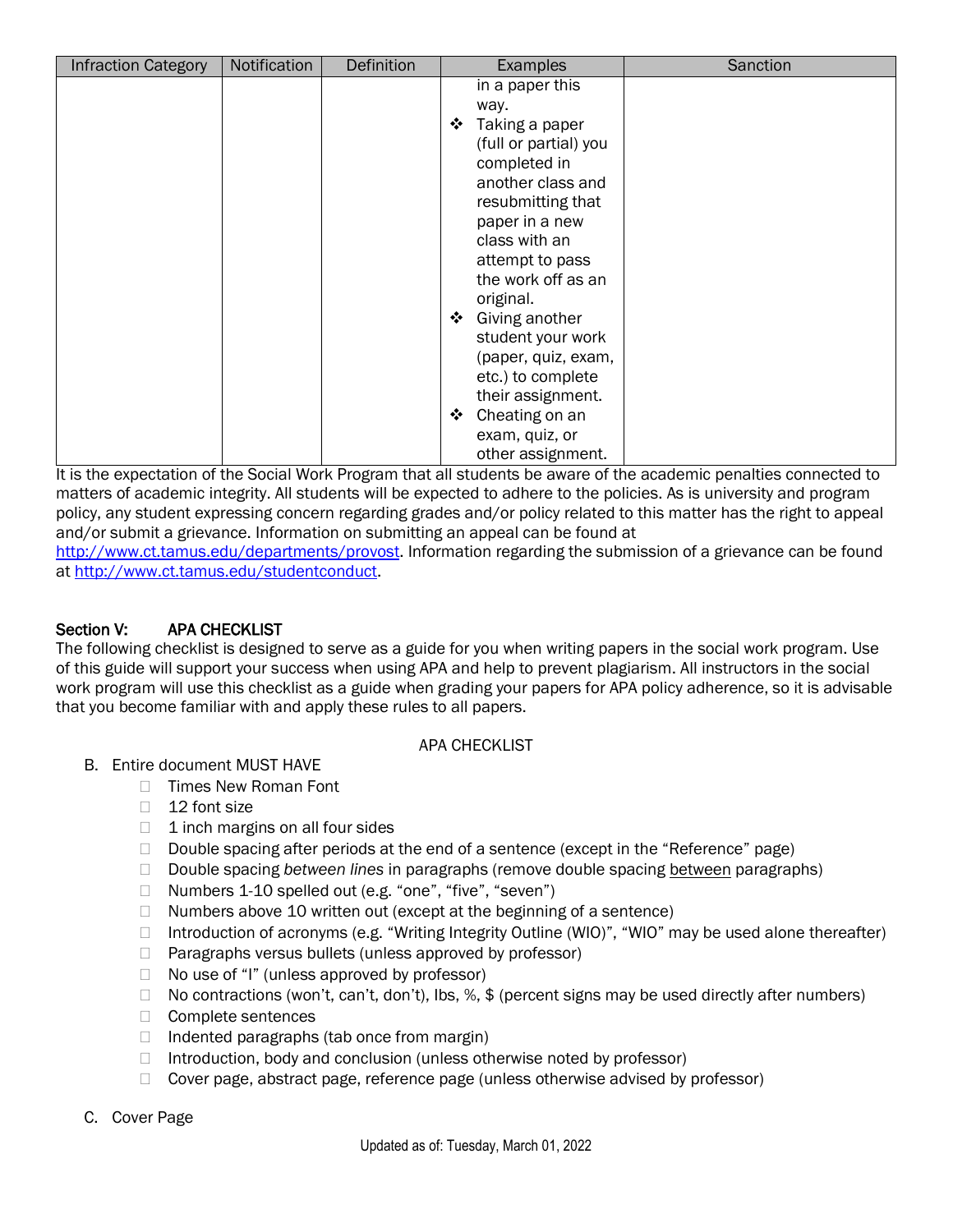| Infraction Category | Notification | Definition | Examples | Sanction |
| --- | --- | --- | --- | --- |
| | | | in a paper this way.<br>❖ Taking a paper (full or partial) you completed in another class and resubmitting that paper in a new class with an attempt to pass the work off as an original.<br>❖ Giving another student your work (paper, quiz, exam, etc.) to complete their assignment.<br>❖ Cheating on an exam, quiz, or other assignment. | |

It is the expectation of the Social Work Program that all students be aware of the academic penalties connected to matters of academic integrity. All students will be expected to adhere to the policies. As is university and program policy, any student expressing concern regarding grades and/or policy related to this matter has the right to appeal and/or submit a grievance. Information on submitting an appeal can be found at http://www.ct.tamus.edu/departments/provost. Information regarding the submission of a grievance can be found at http://www.ct.tamus.edu/studentconduct.

**Section V: APA CHECKLIST**

The following checklist is designed to serve as a guide for you when writing papers in the social work program. Use of this guide will support your success when using APA and help to prevent plagiarism. All instructors in the social work program will use this checklist as a guide when grading your papers for APA policy adherence, so it is advisable that you become familiar with and apply these rules to all papers.

APA CHECKLIST

B. Entire document MUST HAVE
   - ☐ Times New Roman Font
   - ☐ 12 font size
   - ☐ 1 inch margins on all four sides
   - ☐ Double spacing after periods at the end of a sentence (except in the "Reference" page)
   - ☐ Double spacing *between lines* in paragraphs (remove double spacing <u>between</u> paragraphs)
   - ☐ Numbers 1-10 spelled out (e.g. "one", "five", "seven")
   - ☐ Numbers above 10 written out (except at the beginning of a sentence)
   - ☐ Introduction of acronyms (e.g. "Writing Integrity Outline (WIO)", "WIO" may be used alone thereafter)
   - ☐ Paragraphs versus bullets (unless approved by professor)
   - ☐ No use of "I" (unless approved by professor)
   - ☐ No contractions (won't, can't, don't), lbs, %, $ (percent signs may be used directly after numbers)
   - ☐ Complete sentences
   - ☐ Indented paragraphs (tab once from margin)
   - ☐ Introduction, body and conclusion (unless otherwise noted by professor)
   - ☐ Cover page, abstract page, reference page (unless otherwise advised by professor)

C. Cover Page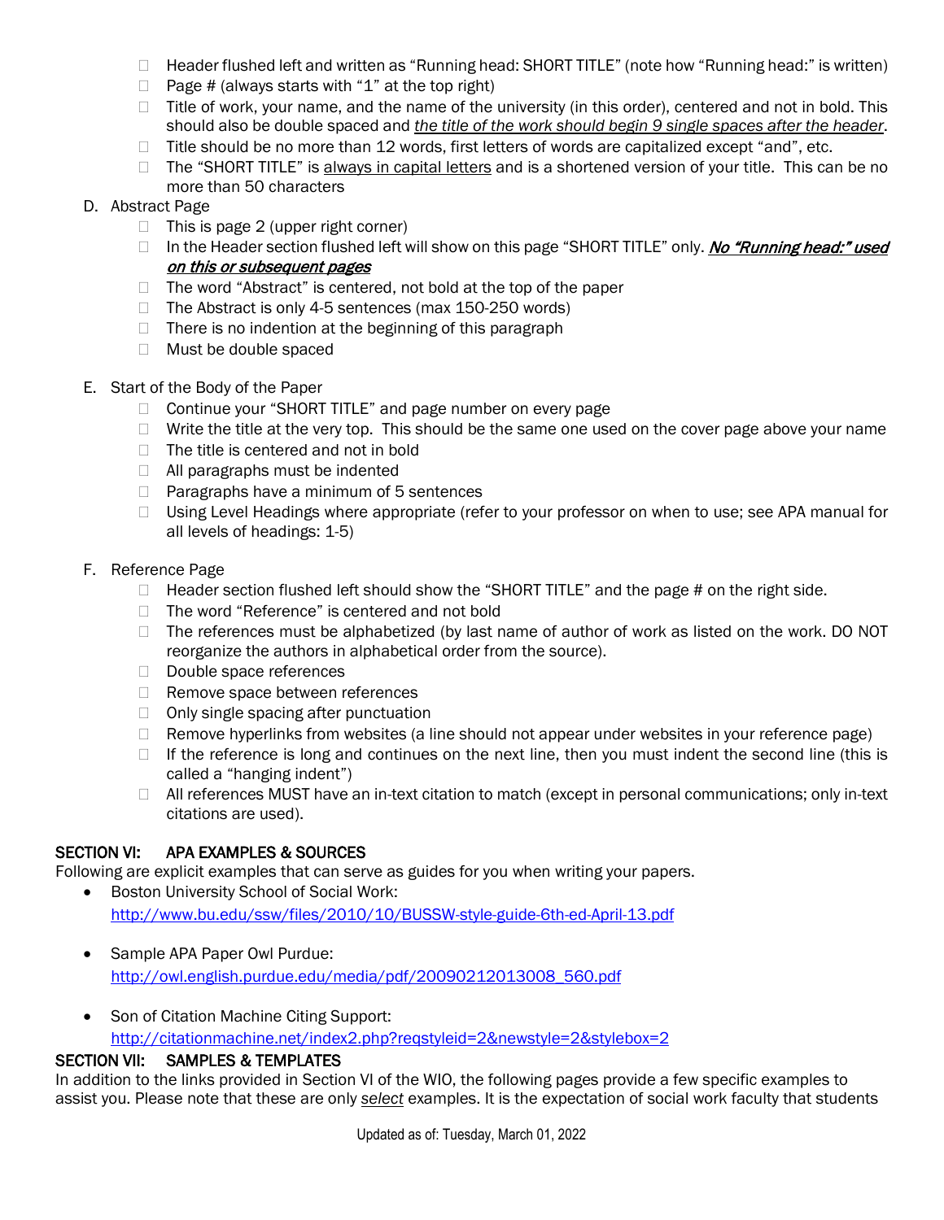- Header flushed left and written as "Running head: SHORT TITLE" (note how "Running head:" is written)
- Page # (always starts with "1" at the top right)
- Title of work, your name, and the name of the university (in this order), centered and not in bold. This should also be double spaced and *the title of the work should begin 9 single spaces after the header*.
- Title should be no more than 12 words, first letters of words are capitalized except "and", etc.
- The "SHORT TITLE" is always in capital letters and is a shortened version of your title. This can be no more than 50 characters

D. Abstract Page
- This is page 2 (upper right corner)
- In the Header section flushed left will show on this page "SHORT TITLE" only. ***No "Running head:" used on this or subsequent pages***
- The word "Abstract" is centered, not bold at the top of the paper
- The Abstract is only 4-5 sentences (max 150-250 words)
- There is no indention at the beginning of this paragraph
- Must be double spaced

E. Start of the Body of the Paper
- Continue your "SHORT TITLE" and page number on every page
- Write the title at the very top. This should be the same one used on the cover page above your name
- The title is centered and not in bold
- All paragraphs must be indented
- Paragraphs have a minimum of 5 sentences
- Using Level Headings where appropriate (refer to your professor on when to use; see APA manual for all levels of headings: 1-5)

F. Reference Page
- Header section flushed left should show the "SHORT TITLE" and the page # on the right side.
- The word "Reference" is centered and not bold
- The references must be alphabetized (by last name of author of work as listed on the work. DO NOT reorganize the authors in alphabetical order from the source).
- Double space references
- Remove space between references
- Only single spacing after punctuation
- Remove hyperlinks from websites (a line should not appear under websites in your reference page)
- If the reference is long and continues on the next line, then you must indent the second line (this is called a "hanging indent")
- All references MUST have an in-text citation to match (except in personal communications; only in-text citations are used).

## SECTION VI: APA EXAMPLES & SOURCES

Following are explicit examples that can serve as guides for you when writing your papers.

- Boston University School of Social Work: http://www.bu.edu/ssw/files/2010/10/BUSSW-style-guide-6th-ed-April-13.pdf
- Sample APA Paper Owl Purdue: http://owl.english.purdue.edu/media/pdf/20090212013008_560.pdf
- Son of Citation Machine Citing Support: http://citationmachine.net/index2.php?reqstyleid=2&newstyle=2&stylebox=2

## SECTION VII: SAMPLES & TEMPLATES

In addition to the links provided in Section VI of the WIO, the following pages provide a few specific examples to assist you. Please note that these are only *select* examples. It is the expectation of social work faculty that students

Updated as of: Tuesday, March 01, 2022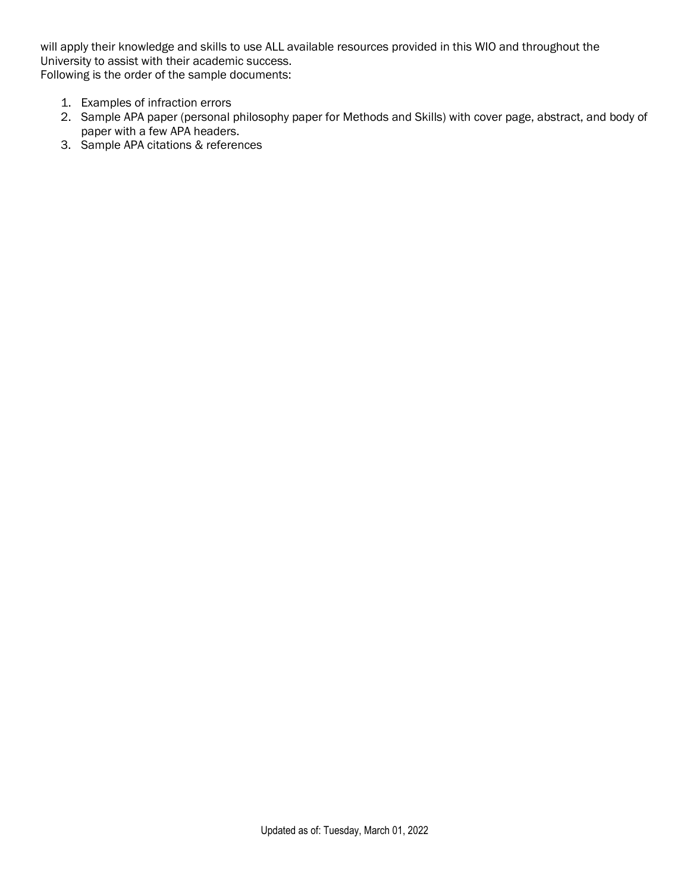will apply their knowledge and skills to use ALL available resources provided in this WIO and throughout the University to assist with their academic success.
Following is the order of the sample documents:

1. Examples of infraction errors
2. Sample APA paper (personal philosophy paper for Methods and Skills) with cover page, abstract, and body of paper with a few APA headers.
3. Sample APA citations & references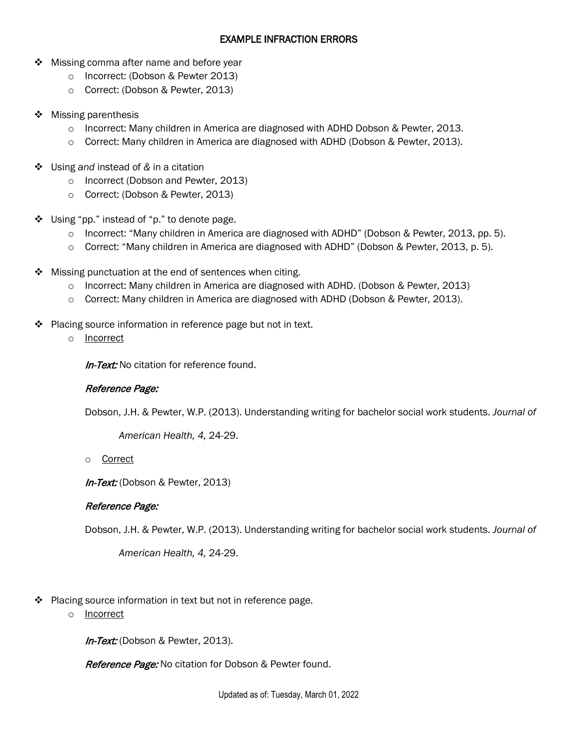## EXAMPLE INFRACTION ERRORS

- Missing comma after name and before year
  - Incorrect: (Dobson & Pewter 2013)
  - Correct: (Dobson & Pewter, 2013)

- Missing parenthesis
  - Incorrect: Many children in America are diagnosed with ADHD Dobson & Pewter, 2013.
  - Correct: Many children in America are diagnosed with ADHD (Dobson & Pewter, 2013).

- Using *and* instead of *&* in a citation
  - Incorrect (Dobson and Pewter, 2013)
  - Correct: (Dobson & Pewter, 2013)

- Using "pp." instead of "p." to denote page.
  - Incorrect: "Many children in America are diagnosed with ADHD" (Dobson & Pewter, 2013, pp. 5).
  - Correct: "Many children in America are diagnosed with ADHD" (Dobson & Pewter, 2013, p. 5).

- Missing punctuation at the end of sentences when citing.
  - Incorrect: Many children in America are diagnosed with ADHD. (Dobson & Pewter, 2013)
  - Correct: Many children in America are diagnosed with ADHD (Dobson & Pewter, 2013).

- Placing source information in reference page but not in text.
  - Incorrect

    *In-Text:* No citation for reference found.

    *Reference Page:*

    Dobson, J.H. & Pewter, W.P. (2013). Understanding writing for bachelor social work students. *Journal of American Health, 4,* 24-29.

  - Correct

    *In-Text:* (Dobson & Pewter, 2013)

    *Reference Page:*

    Dobson, J.H. & Pewter, W.P. (2013). Understanding writing for bachelor social work students. *Journal of American Health, 4,* 24-29.

- Placing source information in text but not in reference page.
  - Incorrect

    *In-Text:* (Dobson & Pewter, 2013).

    *Reference Page:* No citation for Dobson & Pewter found.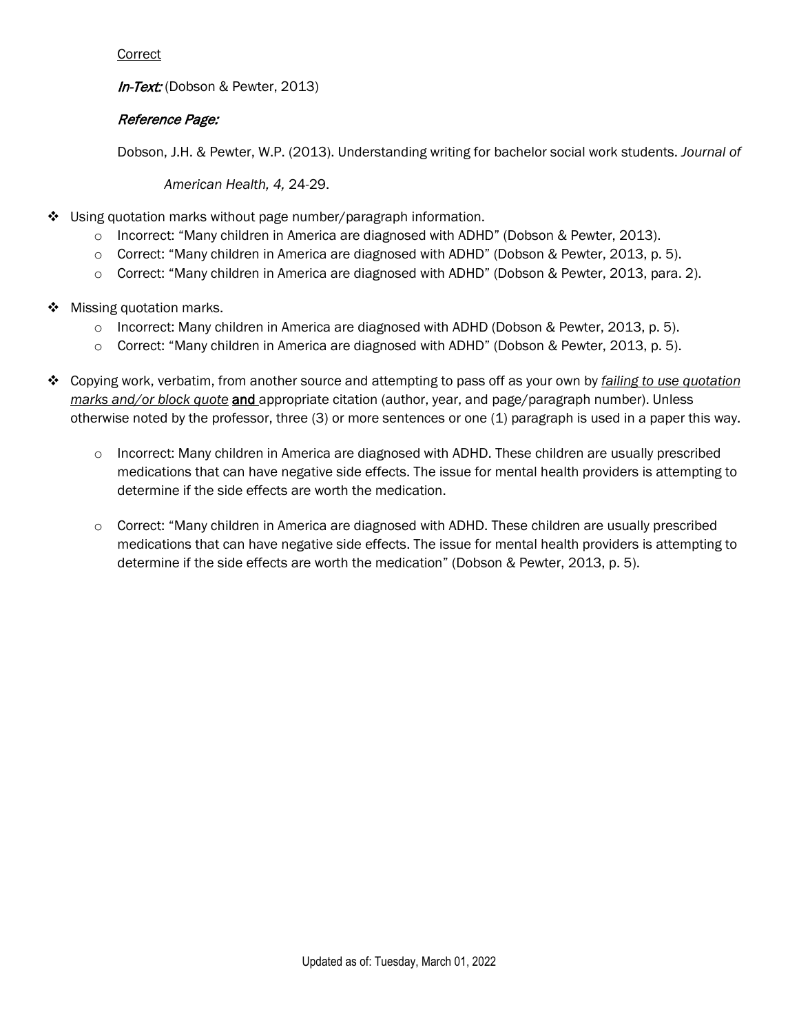<u>Correct</u>

*In-Text:* (Dobson & Pewter, 2013)

*Reference Page:*

Dobson, J.H. & Pewter, W.P. (2013). Understanding writing for bachelor social work students. *Journal of American Health, 4,* 24-29.

- Using quotation marks without page number/paragraph information.
  - Incorrect: “Many children in America are diagnosed with ADHD” (Dobson & Pewter, 2013).
  - Correct: “Many children in America are diagnosed with ADHD” (Dobson & Pewter, 2013, p. 5).
  - Correct: “Many children in America are diagnosed with ADHD” (Dobson & Pewter, 2013, para. 2).

- Missing quotation marks.
  - Incorrect: Many children in America are diagnosed with ADHD (Dobson & Pewter, 2013, p. 5).
  - Correct: “Many children in America are diagnosed with ADHD” (Dobson & Pewter, 2013, p. 5).

- Copying work, verbatim, from another source and attempting to pass off as your own by <u>*failing to use quotation marks and/or block quote*</u> <u>**and**</u> appropriate citation (author, year, and page/paragraph number). Unless otherwise noted by the professor, three (3) or more sentences or one (1) paragraph is used in a paper this way.

  - Incorrect: Many children in America are diagnosed with ADHD. These children are usually prescribed medications that can have negative side effects. The issue for mental health providers is attempting to determine if the side effects are worth the medication.

  - Correct: “Many children in America are diagnosed with ADHD. These children are usually prescribed medications that can have negative side effects. The issue for mental health providers is attempting to determine if the side effects are worth the medication” (Dobson & Pewter, 2013, p. 5).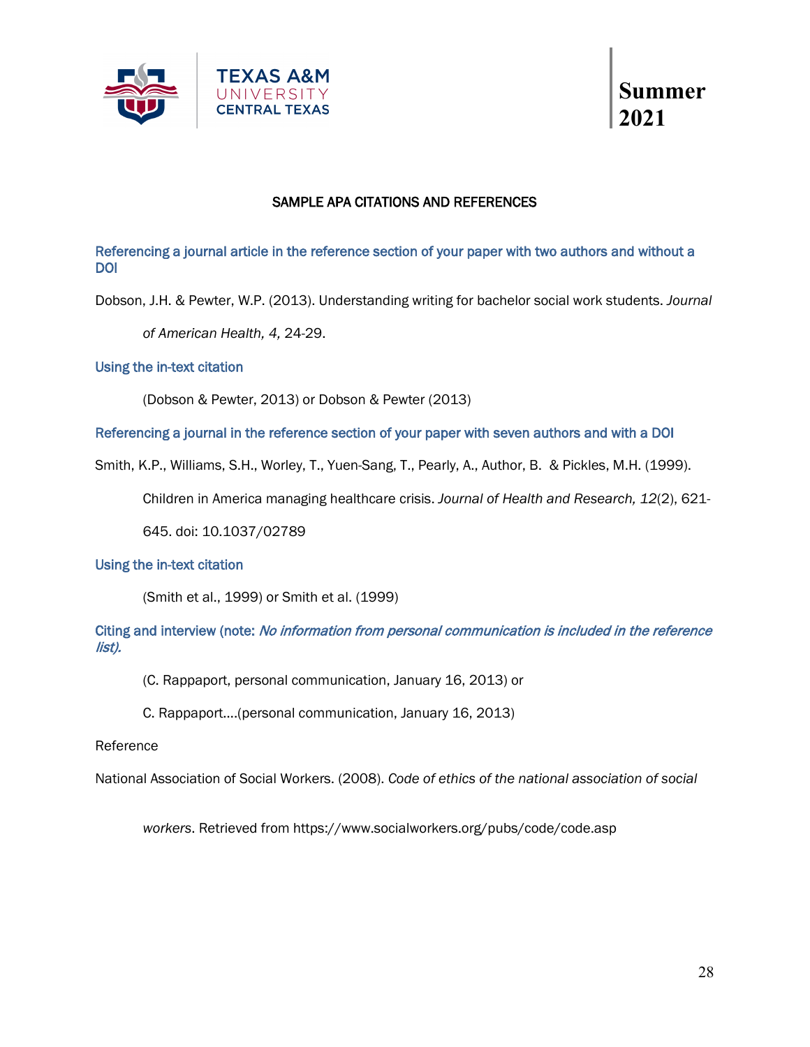## SAMPLE APA CITATIONS AND REFERENCES

### Referencing a journal article in the reference section of your paper with two authors and without a DOI

Dobson, J.H. & Pewter, W.P. (2013). Understanding writing for bachelor social work students. *Journal of American Health, 4,* 24-29.

### Using the in-text citation

(Dobson & Pewter, 2013) or Dobson & Pewter (2013)

### Referencing a journal in the reference section of your paper with seven authors and with a DOI

Smith, K.P., Williams, S.H., Worley, T., Yuen-Sang, T., Pearly, A., Author, B. & Pickles, M.H. (1999). Children in America managing healthcare crisis. *Journal of Health and Research, 12*(2), 621-645. doi: 10.1037/02789

### Using the in-text citation

(Smith et al., 1999) or Smith et al. (1999)

### Citing and interview (note: *No information from personal communication is included in the reference list).*

(C. Rappaport, personal communication, January 16, 2013) or

C. Rappaport….(personal communication, January 16, 2013)

Reference

National Association of Social Workers. (2008). *Code of ethics of the national association of social workers*. Retrieved from https://www.socialworkers.org/pubs/code/code.asp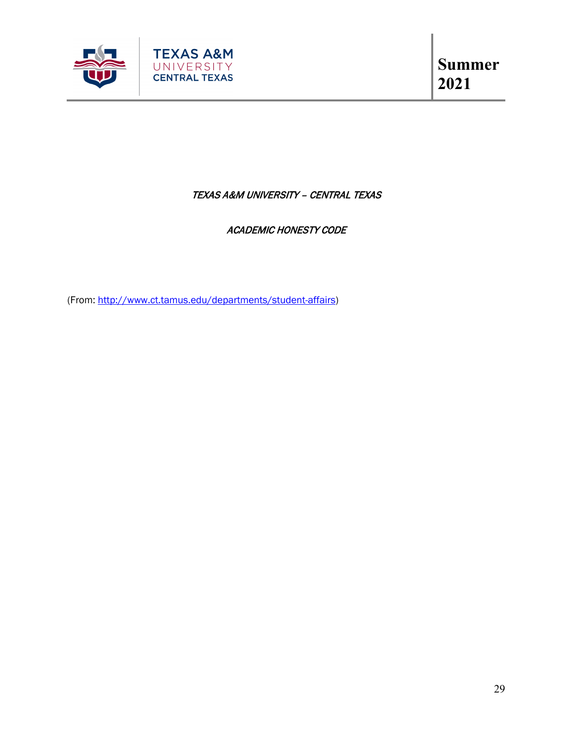# *TEXAS A&M UNIVERSITY – CENTRAL TEXAS*

## *ACADEMIC HONESTY CODE*

(From: [http://www.ct.tamus.edu/departments/student-affairs](http://www.ct.tamus.edu/departments/student-affairs))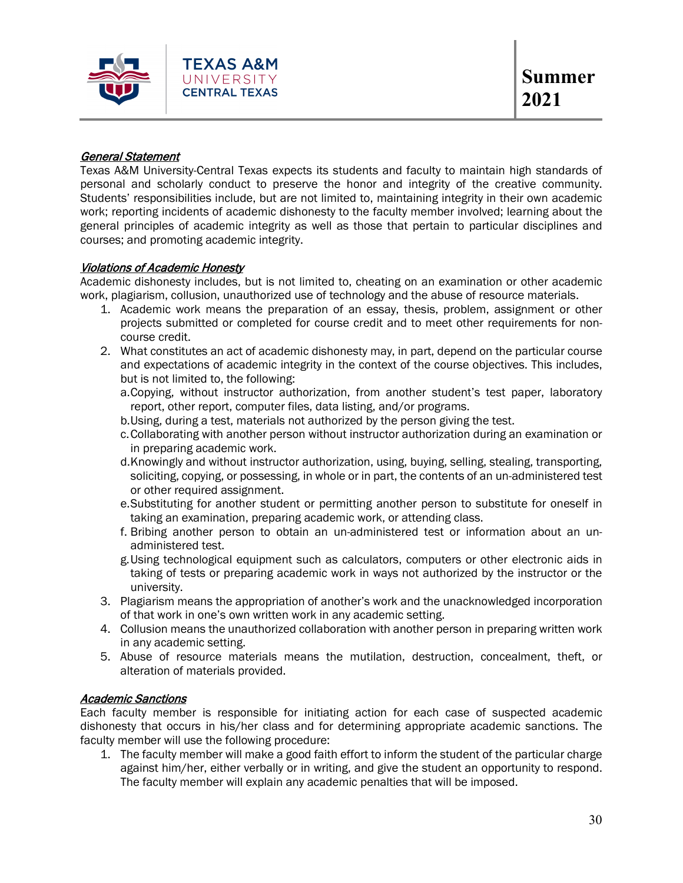## *General Statement*

Texas A&M University-Central Texas expects its students and faculty to maintain high standards of personal and scholarly conduct to preserve the honor and integrity of the creative community. Students' responsibilities include, but are not limited to, maintaining integrity in their own academic work; reporting incidents of academic dishonesty to the faculty member involved; learning about the general principles of academic integrity as well as those that pertain to particular disciplines and courses; and promoting academic integrity.

## *Violations of Academic Honesty*

Academic dishonesty includes, but is not limited to, cheating on an examination or other academic work, plagiarism, collusion, unauthorized use of technology and the abuse of resource materials.

1. Academic work means the preparation of an essay, thesis, problem, assignment or other projects submitted or completed for course credit and to meet other requirements for non-course credit.
2. What constitutes an act of academic dishonesty may, in part, depend on the particular course and expectations of academic integrity in the context of the course objectives. This includes, but is not limited to, the following:
   a. Copying, without instructor authorization, from another student's test paper, laboratory report, other report, computer files, data listing, and/or programs.
   b. Using, during a test, materials not authorized by the person giving the test.
   c. Collaborating with another person without instructor authorization during an examination or in preparing academic work.
   d. Knowingly and without instructor authorization, using, buying, selling, stealing, transporting, soliciting, copying, or possessing, in whole or in part, the contents of an un-administered test or other required assignment.
   e. Substituting for another student or permitting another person to substitute for oneself in taking an examination, preparing academic work, or attending class.
   f. Bribing another person to obtain an un-administered test or information about an un-administered test.
   g. Using technological equipment such as calculators, computers or other electronic aids in taking of tests or preparing academic work in ways not authorized by the instructor or the university.
3. Plagiarism means the appropriation of another's work and the unacknowledged incorporation of that work in one's own written work in any academic setting.
4. Collusion means the unauthorized collaboration with another person in preparing written work in any academic setting.
5. Abuse of resource materials means the mutilation, destruction, concealment, theft, or alteration of materials provided.

## *Academic Sanctions*

Each faculty member is responsible for initiating action for each case of suspected academic dishonesty that occurs in his/her class and for determining appropriate academic sanctions. The faculty member will use the following procedure:

1. The faculty member will make a good faith effort to inform the student of the particular charge against him/her, either verbally or in writing, and give the student an opportunity to respond. The faculty member will explain any academic penalties that will be imposed.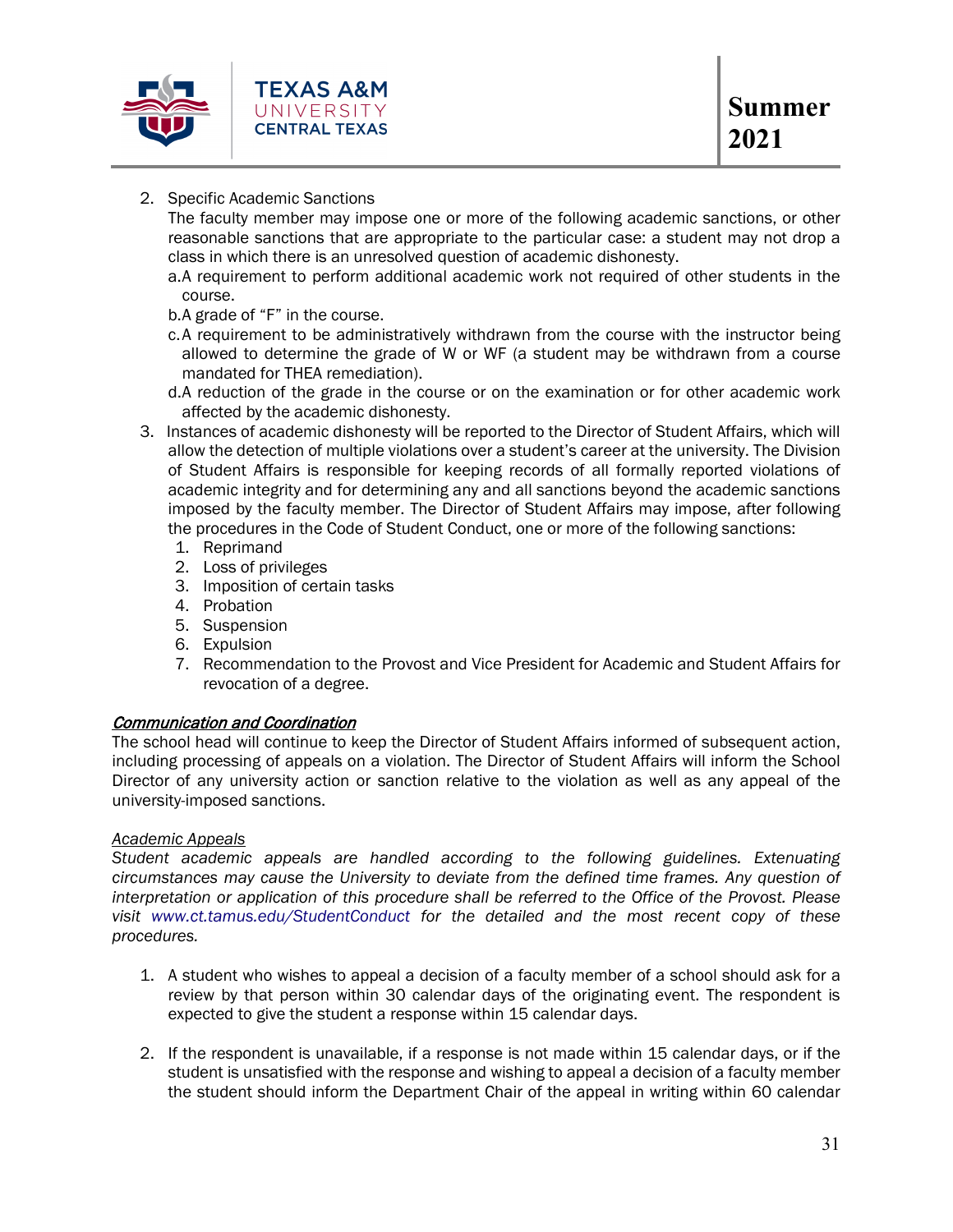2. Specific Academic Sanctions
   The faculty member may impose one or more of the following academic sanctions, or other reasonable sanctions that are appropriate to the particular case: a student may not drop a class in which there is an unresolved question of academic dishonesty.
   a. A requirement to perform additional academic work not required of other students in the course.
   b. A grade of "F" in the course.
   c. A requirement to be administratively withdrawn from the course with the instructor being allowed to determine the grade of W or WF (a student may be withdrawn from a course mandated for THEA remediation).
   d. A reduction of the grade in the course or on the examination or for other academic work affected by the academic dishonesty.
3. Instances of academic dishonesty will be reported to the Director of Student Affairs, which will allow the detection of multiple violations over a student's career at the university. The Division of Student Affairs is responsible for keeping records of all formally reported violations of academic integrity and for determining any and all sanctions beyond the academic sanctions imposed by the faculty member. The Director of Student Affairs may impose, after following the procedures in the Code of Student Conduct, one or more of the following sanctions:
   1. Reprimand
   2. Loss of privileges
   3. Imposition of certain tasks
   4. Probation
   5. Suspension
   6. Expulsion
   7. Recommendation to the Provost and Vice President for Academic and Student Affairs for revocation of a degree.

***Communication and Coordination***

The school head will continue to keep the Director of Student Affairs informed of subsequent action, including processing of appeals on a violation. The Director of Student Affairs will inform the School Director of any university action or sanction relative to the violation as well as any appeal of the university-imposed sanctions.

*Academic Appeals*

*Student academic appeals are handled according to the following guidelines. Extenuating circumstances may cause the University to deviate from the defined time frames. Any question of interpretation or application of this procedure shall be referred to the Office of the Provost. Please visit www.ct.tamus.edu/StudentConduct for the detailed and the most recent copy of these procedures.*

1. A student who wishes to appeal a decision of a faculty member of a school should ask for a review by that person within 30 calendar days of the originating event. The respondent is expected to give the student a response within 15 calendar days.

2. If the respondent is unavailable, if a response is not made within 15 calendar days, or if the student is unsatisfied with the response and wishing to appeal a decision of a faculty member the student should inform the Department Chair of the appeal in writing within 60 calendar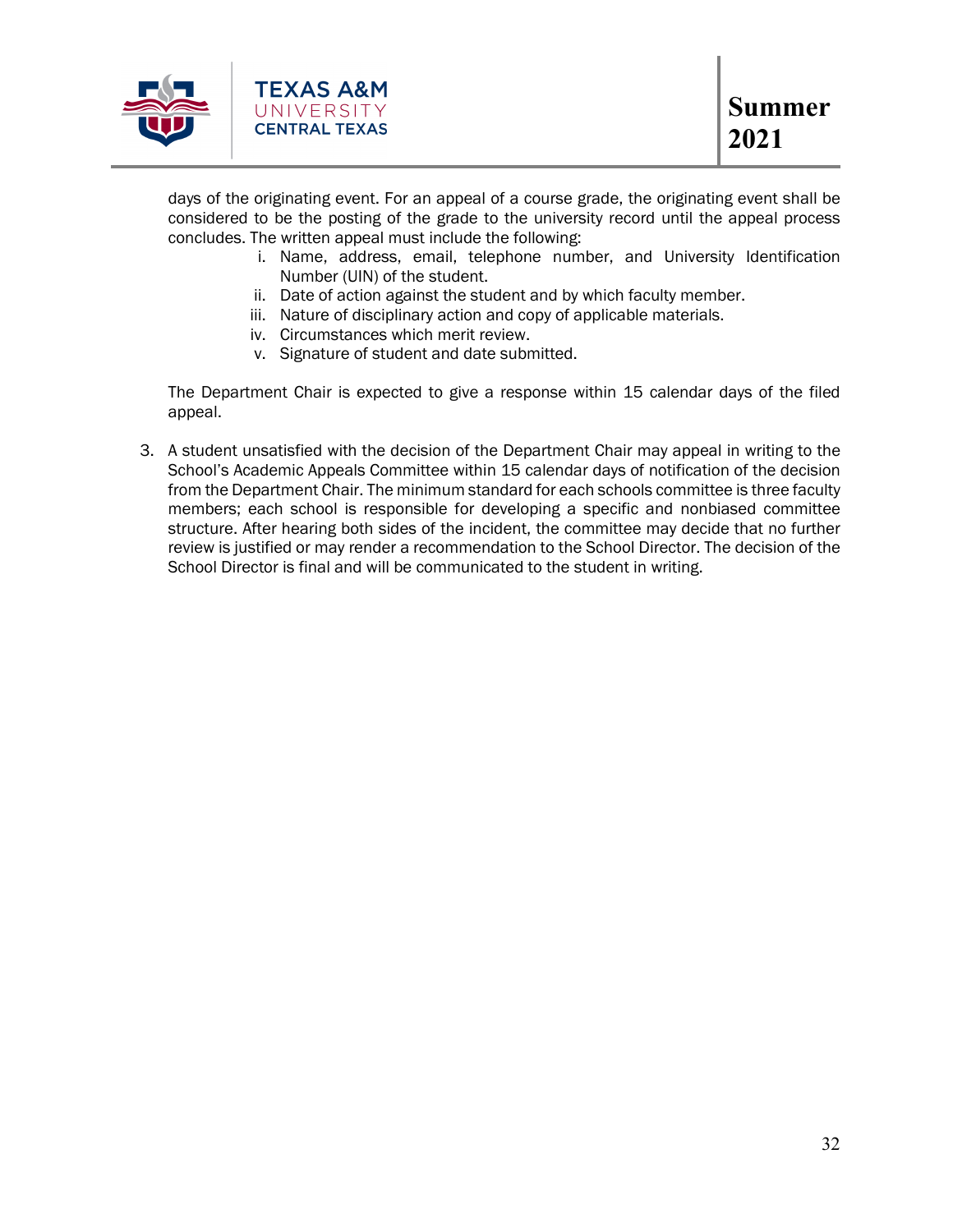days of the originating event. For an appeal of a course grade, the originating event shall be considered to be the posting of the grade to the university record until the appeal process concludes. The written appeal must include the following:

   i. Name, address, email, telephone number, and University Identification Number (UIN) of the student.
   ii. Date of action against the student and by which faculty member.
   iii. Nature of disciplinary action and copy of applicable materials.
   iv. Circumstances which merit review.
   v. Signature of student and date submitted.

The Department Chair is expected to give a response within 15 calendar days of the filed appeal.

3. A student unsatisfied with the decision of the Department Chair may appeal in writing to the School's Academic Appeals Committee within 15 calendar days of notification of the decision from the Department Chair. The minimum standard for each schools committee is three faculty members; each school is responsible for developing a specific and nonbiased committee structure. After hearing both sides of the incident, the committee may decide that no further review is justified or may render a recommendation to the School Director. The decision of the School Director is final and will be communicated to the student in writing.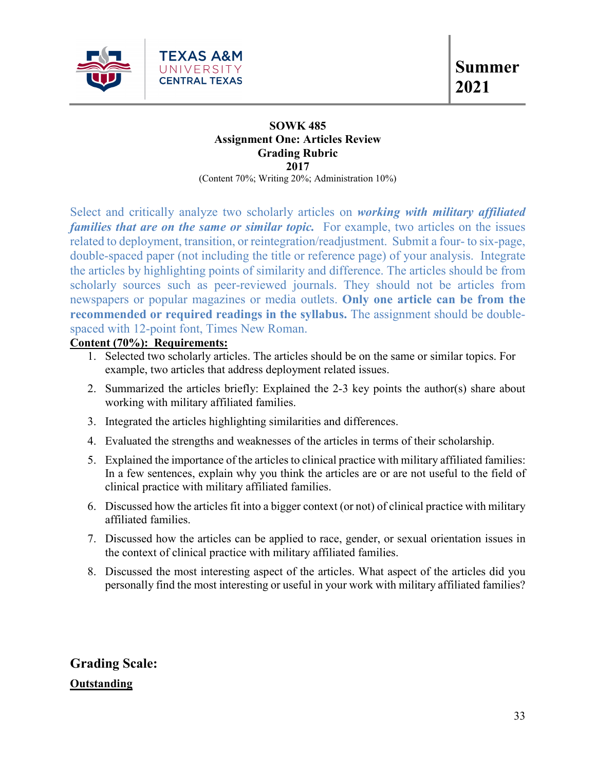**SOWK 485**
**Assignment One: Articles Review**
**Grading Rubric**
**2017**
(Content 70%; Writing 20%; Administration 10%)

Select and critically analyze two scholarly articles on ***working with military affiliated families that are on the same or similar topic.*** For example, two articles on the issues related to deployment, transition, or reintegration/readjustment. Submit a four- to six-page, double-spaced paper (not including the title or reference page) of your analysis. Integrate the articles by highlighting points of similarity and difference. The articles should be from scholarly sources such as peer-reviewed journals. They should not be articles from newspapers or popular magazines or media outlets. **Only one article can be from the recommended or required readings in the syllabus.** The assignment should be double-spaced with 12-point font, Times New Roman.

**Content (70%): Requirements:**

1. Selected two scholarly articles. The articles should be on the same or similar topics. For example, two articles that address deployment related issues.
2. Summarized the articles briefly: Explained the 2-3 key points the author(s) share about working with military affiliated families.
3. Integrated the articles highlighting similarities and differences.
4. Evaluated the strengths and weaknesses of the articles in terms of their scholarship.
5. Explained the importance of the articles to clinical practice with military affiliated families: In a few sentences, explain why you think the articles are or are not useful to the field of clinical practice with military affiliated families.
6. Discussed how the articles fit into a bigger context (or not) of clinical practice with military affiliated families.
7. Discussed how the articles can be applied to race, gender, or sexual orientation issues in the context of clinical practice with military affiliated families.
8. Discussed the most interesting aspect of the articles. What aspect of the articles did you personally find the most interesting or useful in your work with military affiliated families?

## Grading Scale:

**Outstanding**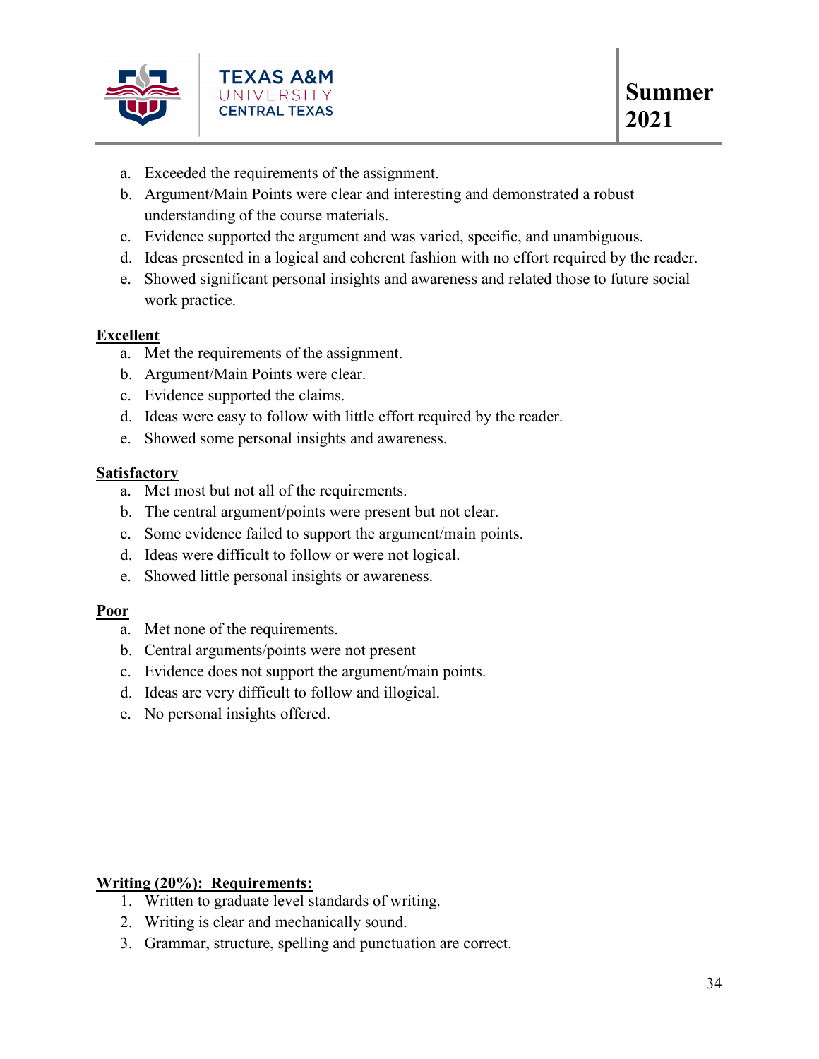a. Exceeded the requirements of the assignment.
b. Argument/Main Points were clear and interesting and demonstrated a robust understanding of the course materials.
c. Evidence supported the argument and was varied, specific, and unambiguous.
d. Ideas presented in a logical and coherent fashion with no effort required by the reader.
e. Showed significant personal insights and awareness and related those to future social work practice.

**Excellent**

a. Met the requirements of the assignment.
b. Argument/Main Points were clear.
c. Evidence supported the claims.
d. Ideas were easy to follow with little effort required by the reader.
e. Showed some personal insights and awareness.

**Satisfactory**

a. Met most but not all of the requirements.
b. The central argument/points were present but not clear.
c. Some evidence failed to support the argument/main points.
d. Ideas were difficult to follow or were not logical.
e. Showed little personal insights or awareness.

**Poor**

a. Met none of the requirements.
b. Central arguments/points were not present
c. Evidence does not support the argument/main points.
d. Ideas are very difficult to follow and illogical.
e. No personal insights offered.

**Writing (20%): Requirements:**

1. Written to graduate level standards of writing.
2. Writing is clear and mechanically sound.
3. Grammar, structure, spelling and punctuation are correct.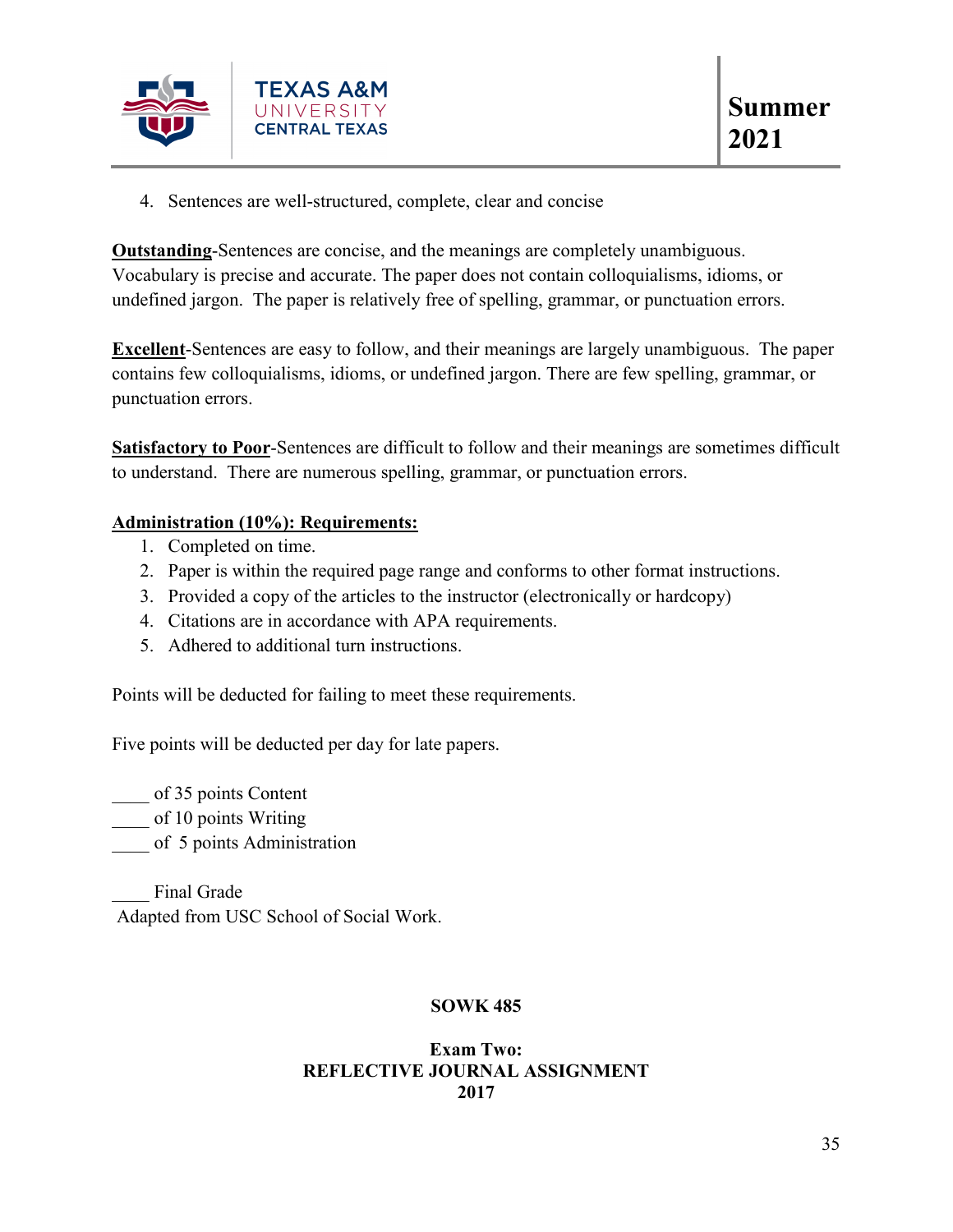4. Sentences are well-structured, complete, clear and concise

**Outstanding**-Sentences are concise, and the meanings are completely unambiguous. Vocabulary is precise and accurate. The paper does not contain colloquialisms, idioms, or undefined jargon. The paper is relatively free of spelling, grammar, or punctuation errors.

**Excellent**-Sentences are easy to follow, and their meanings are largely unambiguous. The paper contains few colloquialisms, idioms, or undefined jargon. There are few spelling, grammar, or punctuation errors.

**Satisfactory to Poor**-Sentences are difficult to follow and their meanings are sometimes difficult to understand. There are numerous spelling, grammar, or punctuation errors.

**Administration (10%): Requirements:**

1. Completed on time.
2. Paper is within the required page range and conforms to other format instructions.
3. Provided a copy of the articles to the instructor (electronically or hardcopy)
4. Citations are in accordance with APA requirements.
5. Adhered to additional turn instructions.

Points will be deducted for failing to meet these requirements.

Five points will be deducted per day for late papers.

____ of 35 points Content
____ of 10 points Writing
____ of 5 points Administration

____ Final Grade
Adapted from USC School of Social Work.

**SOWK 485**

**Exam Two:**
**REFLECTIVE JOURNAL ASSIGNMENT**
**2017**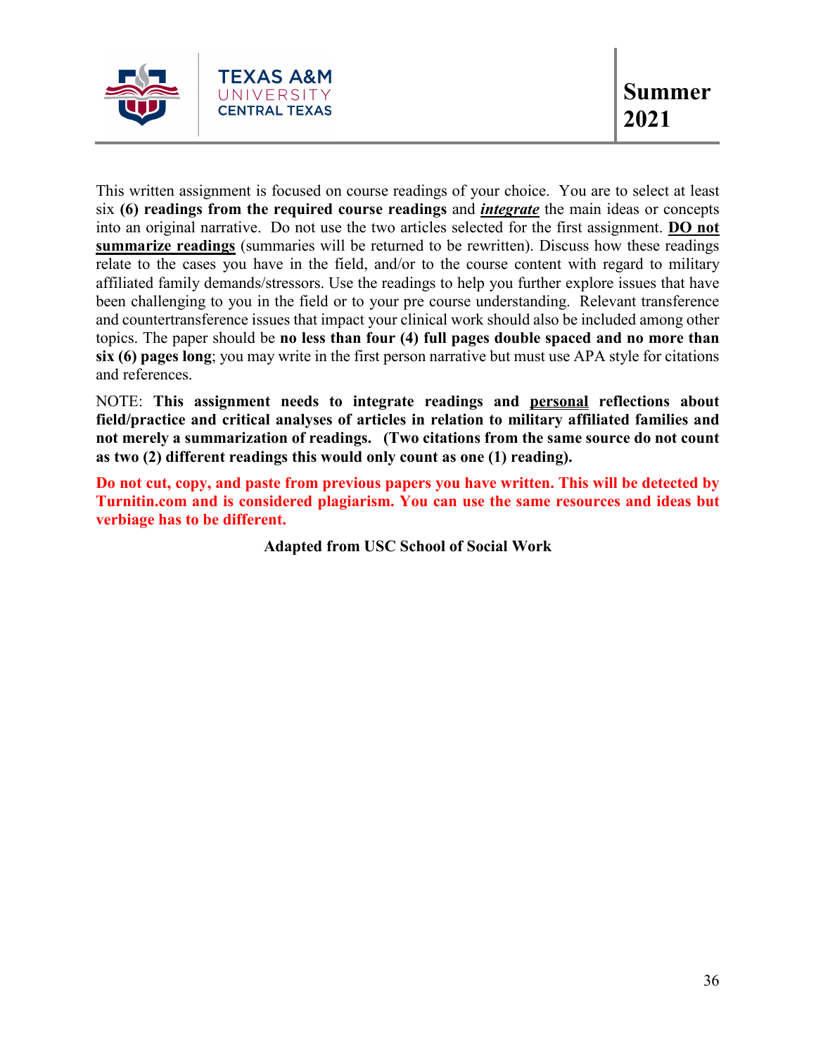This written assignment is focused on course readings of your choice. You are to select at least six **(6) readings from the required course readings** and ***integrate*** the main ideas or concepts into an original narrative. Do not use the two articles selected for the first assignment. **DO not summarize readings** (summaries will be returned to be rewritten). Discuss how these readings relate to the cases you have in the field, and/or to the course content with regard to military affiliated family demands/stressors. Use the readings to help you further explore issues that have been challenging to you in the field or to your pre course understanding. Relevant transference and countertransference issues that impact your clinical work should also be included among other topics. The paper should be **no less than four (4) full pages double spaced and no more than six (6) pages long**; you may write in the first person narrative but must use APA style for citations and references.

NOTE: **This assignment needs to integrate readings and personal reflections about field/practice and critical analyses of articles in relation to military affiliated families and not merely a summarization of readings. (Two citations from the same source do not count as two (2) different readings this would only count as one (1) reading).**

**Do not cut, copy, and paste from previous papers you have written. This will be detected by Turnitin.com and is considered plagiarism. You can use the same resources and ideas but verbiage has to be different.**

**Adapted from USC School of Social Work**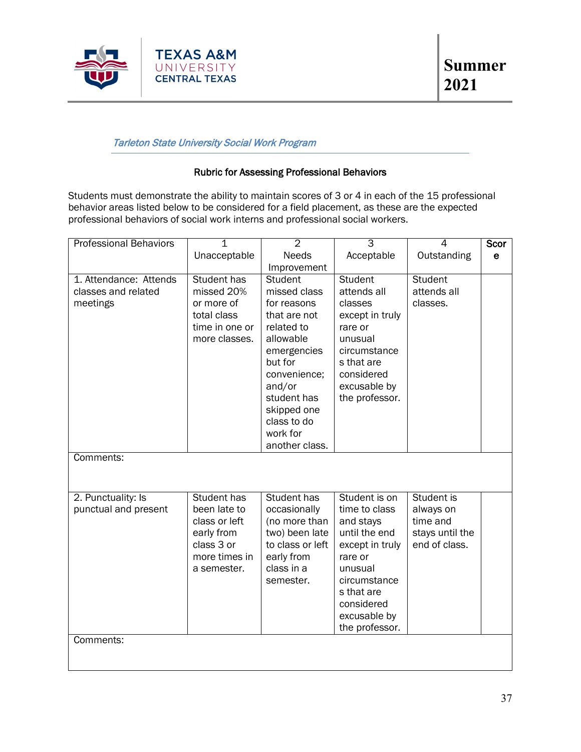*Tarleton State University Social Work Program*

### Rubric for Assessing Professional Behaviors

Students must demonstrate the ability to maintain scores of 3 or 4 in each of the 15 professional behavior areas listed below to be considered for a field placement, as these are the expected professional behaviors of social work interns and professional social workers.

| Professional Behaviors | 1 Unacceptable | 2 Needs Improvement | 3 Acceptable | 4 Outstanding | **Score** |
|---|---|---|---|---|---|
| 1. Attendance: Attends classes and related meetings | Student has missed 20% or more of total class time in one or more classes. | Student missed class for reasons that are not related to allowable emergencies but for convenience; and/or student has skipped one class to do work for another class. | Student attends all classes except in truly rare or unusual circumstances that are considered excusable by the professor. | Student attends all classes. | |
| Comments: | | | | | |
| 2. Punctuality: Is punctual and present | Student has been late to class or left early from class 3 or more times in a semester. | Student has occasionally (no more than two) been late to class or left early from class in a semester. | Student is on time to class and stays until the end except in truly rare or unusual circumstances that are considered excusable by the professor. | Student is always on time and stays until the end of class. | |
| Comments: | | | | | |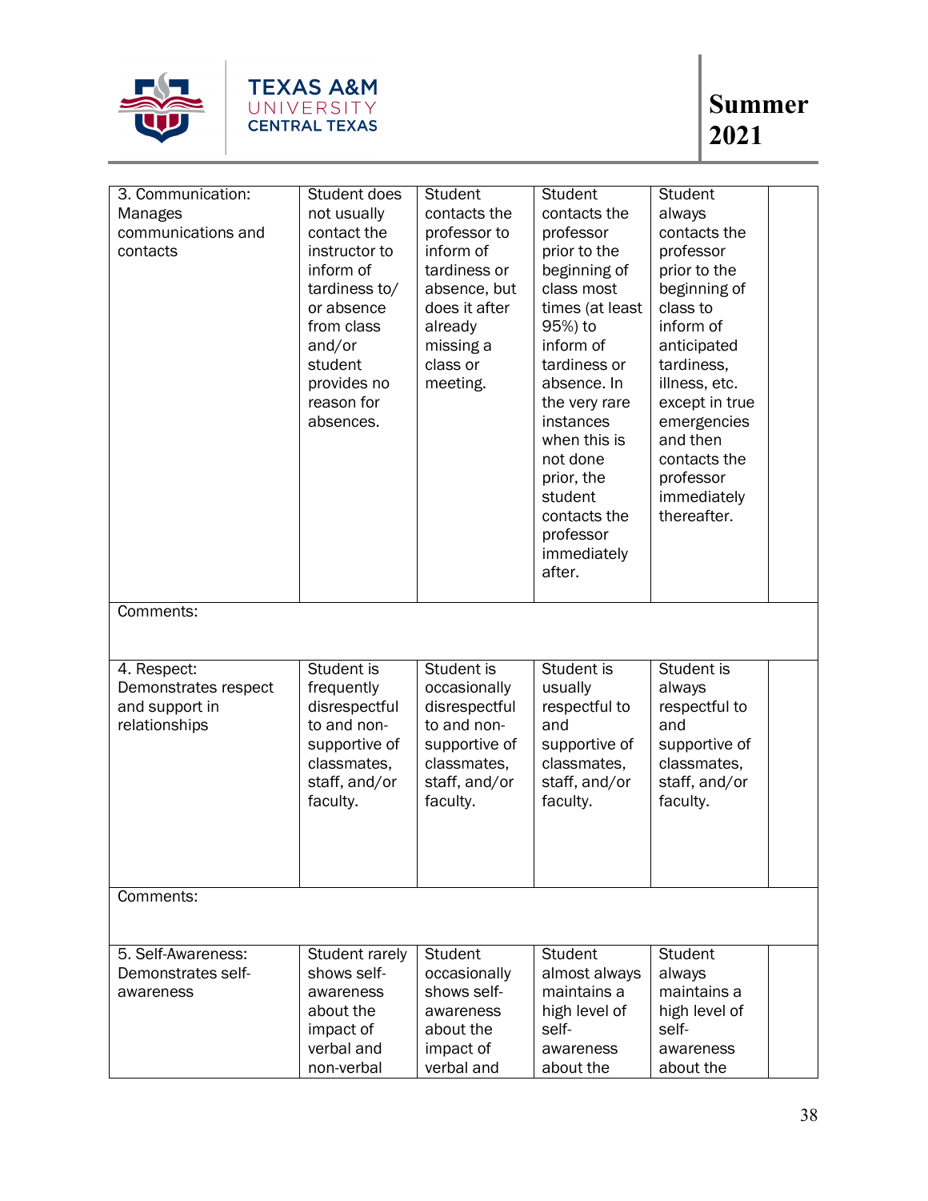| | | | | | |
|---|---|---|---|---|---|
| 3. Communication: Manages communications and contacts | Student does not usually contact the instructor to inform of tardiness to/ or absence from class and/or student provides no reason for absences. | Student contacts the professor to inform of tardiness or absence, but does it after already missing a class or meeting. | Student contacts the professor prior to the beginning of class most times (at least 95%) to inform of tardiness or absence. In the very rare instances when this is not done prior, the student contacts the professor immediately after. | Student always contacts the professor prior to the beginning of class to inform of anticipated tardiness, illness, etc. except in true emergencies and then contacts the professor immediately thereafter. | |
| Comments: | | | | | |
| 4. Respect: Demonstrates respect and support in relationships | Student is frequently disrespectful to and non-supportive of classmates, staff, and/or faculty. | Student is occasionally disrespectful to and non-supportive of classmates, staff, and/or faculty. | Student is usually respectful to and supportive of classmates, staff, and/or faculty. | Student is always respectful to and supportive of classmates, staff, and/or faculty. | |
| Comments: | | | | | |
| 5. Self-Awareness: Demonstrates self-awareness | Student rarely shows self-awareness about the impact of verbal and non-verbal | Student occasionally shows self-awareness about the impact of verbal and | Student almost always maintains a high level of self-awareness about the | Student always maintains a high level of self-awareness about the | |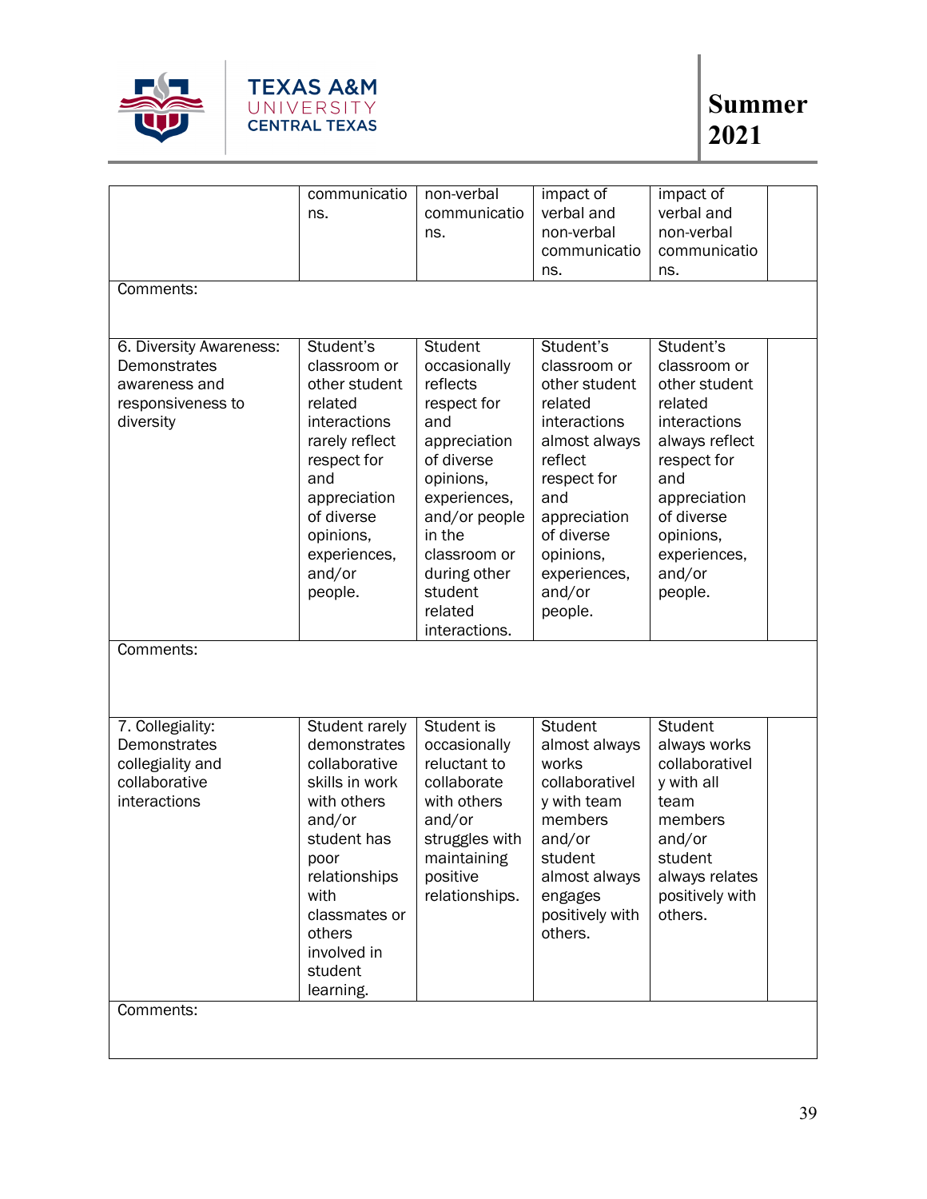| | | | | | |
|---|---|---|---|---|---|
| | communications. | non-verbal communications. | impact of verbal and non-verbal communications. | impact of verbal and non-verbal communications. | |
| Comments: | | | | | |
| 6. Diversity Awareness: Demonstrates awareness and responsiveness to diversity | Student's classroom or other student related interactions rarely reflect respect for and appreciation of diverse opinions, experiences, and/or people. | Student occasionally reflects respect for and appreciation of diverse opinions, experiences, and/or people in the classroom or during other student related interactions. | Student's classroom or other student related interactions almost always reflect respect for and appreciation of diverse opinions, experiences, and/or people. | Student's classroom or other student related interactions always reflect respect for and appreciation of diverse opinions, experiences, and/or people. | |
| Comments: | | | | | |
| 7. Collegiality: Demonstrates collegiality and collaborative interactions | Student rarely demonstrates collaborative skills in work with others and/or student has poor relationships with classmates or others involved in student learning. | Student is occasionally reluctant to collaborate with others and/or struggles with maintaining positive relationships. | Student almost always works collaboratively with team members and/or student almost always engages positively with others. | Student always works collaboratively with all team members and/or student always relates positively with others. | |
| Comments: | | | | | |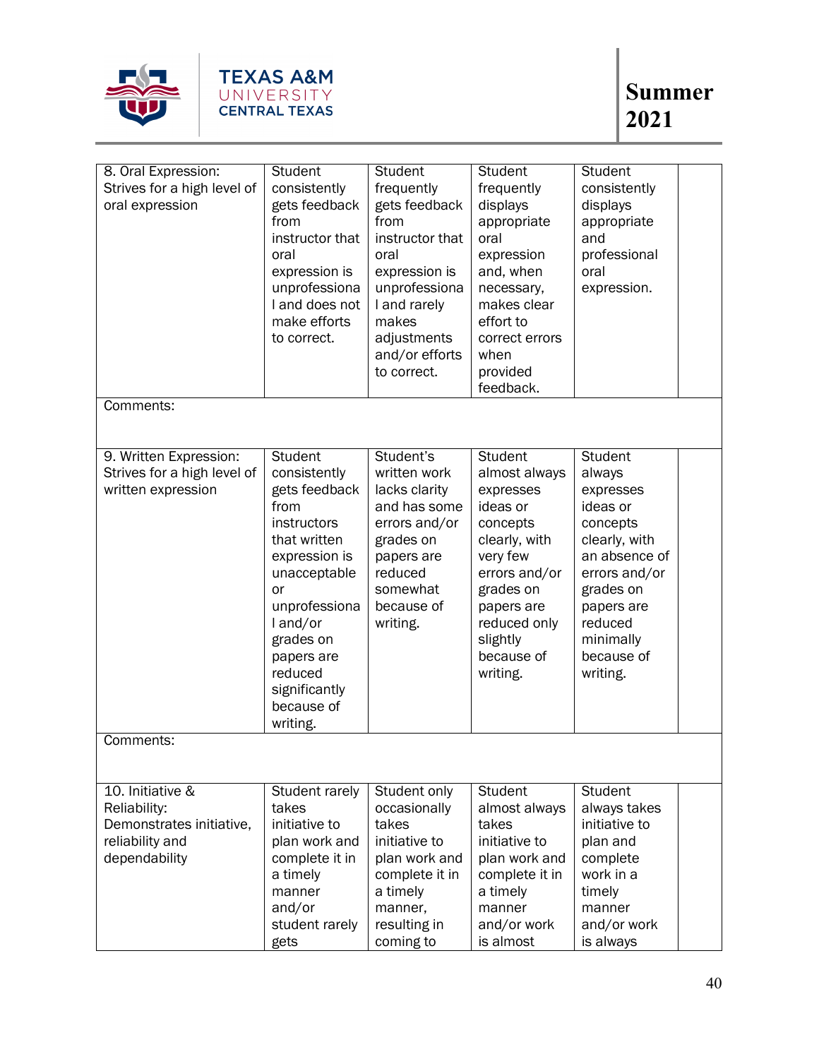| 8. Oral Expression: Strives for a high level of oral expression | Student consistently gets feedback from instructor that oral expression is unprofessional and does not make efforts to correct. | Student frequently gets feedback from instructor that oral expression is unprofessional and rarely makes adjustments and/or efforts to correct. | Student frequently displays appropriate oral expression and, when necessary, makes clear effort to correct errors when provided feedback. | Student consistently displays appropriate and professional oral expression. | |
|---|---|---|---|---|---|
| Comments: | | | | | |
| 9. Written Expression: Strives for a high level of written expression | Student consistently gets feedback from instructors that written expression is unacceptable or unprofessional and/or grades on papers are reduced significantly because of writing. | Student's written work lacks clarity and has some errors and/or grades on papers are reduced somewhat because of writing. | Student almost always expresses ideas or concepts clearly, with very few errors and/or grades on papers are reduced only slightly because of writing. | Student always expresses ideas or concepts clearly, with an absence of errors and/or grades on papers are reduced minimally because of writing. | |
| Comments: | | | | | |
| 10. Initiative & Reliability: Demonstrates initiative, reliability and dependability | Student rarely takes initiative to plan work and complete it in a timely manner and/or student rarely gets | Student only occasionally takes initiative to plan work and complete it in a timely manner, resulting in coming to | Student almost always takes initiative to plan work and complete it in a timely manner and/or work is almost | Student always takes initiative to plan and complete work in a timely manner and/or work is always | |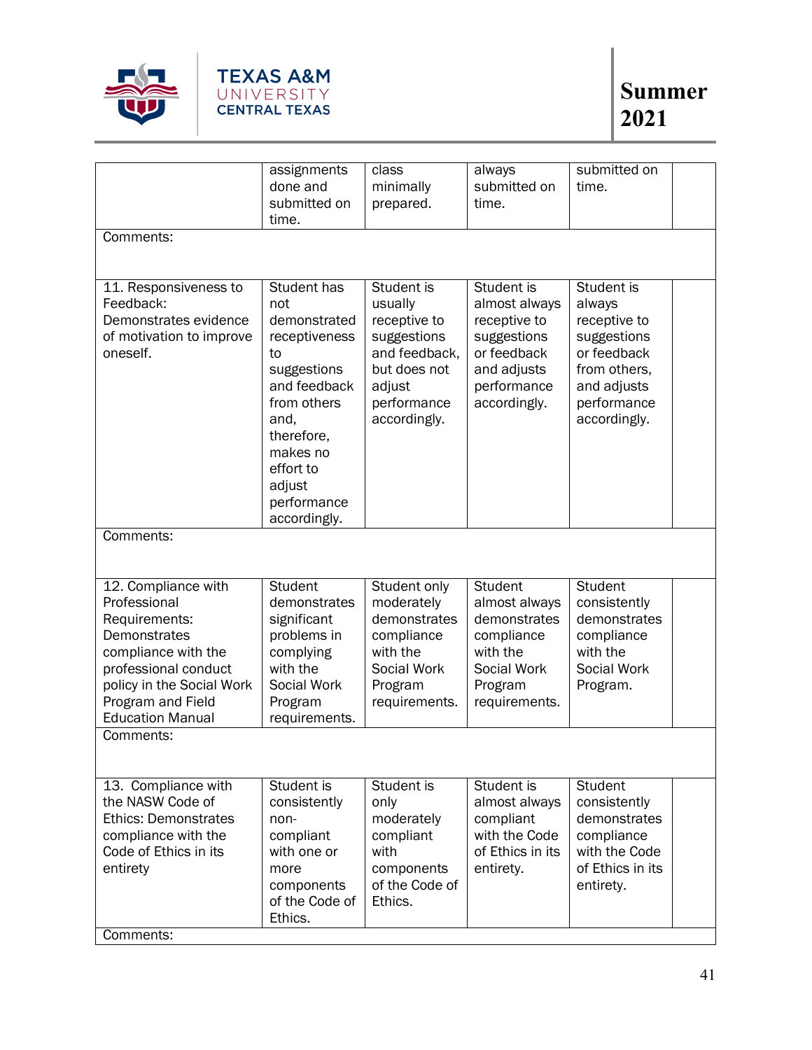| | | | | | |
|---|---|---|---|---|---|
| | assignments done and submitted on time. | class minimally prepared. | always submitted on time. | submitted on time. | |
| Comments: | | | | | |
| 11. Responsiveness to Feedback: Demonstrates evidence of motivation to improve oneself. | Student has not demonstrated receptiveness to suggestions and feedback from others and, therefore, makes no effort to adjust performance accordingly. | Student is usually receptive to suggestions and feedback, but does not adjust performance accordingly. | Student is almost always receptive to suggestions or feedback and adjusts performance accordingly. | Student is always receptive to suggestions or feedback from others, and adjusts performance accordingly. | |
| Comments: | | | | | |
| 12. Compliance with Professional Requirements: Demonstrates compliance with the professional conduct policy in the Social Work Program and Field Education Manual | Student demonstrates significant problems in complying with the Social Work Program requirements. | Student only moderately demonstrates compliance with the Social Work Program requirements. | Student almost always demonstrates compliance with the Social Work Program requirements. | Student consistently demonstrates compliance with the Social Work Program. | |
| Comments: | | | | | |
| 13. Compliance with the NASW Code of Ethics: Demonstrates compliance with the Code of Ethics in its entirety | Student is consistently non-compliant with one or more components of the Code of Ethics. | Student is only moderately compliant with components of the Code of Ethics. | Student is almost always compliant with the Code of Ethics in its entirety. | Student consistently demonstrates compliance with the Code of Ethics in its entirety. | |
| Comments: | | | | | |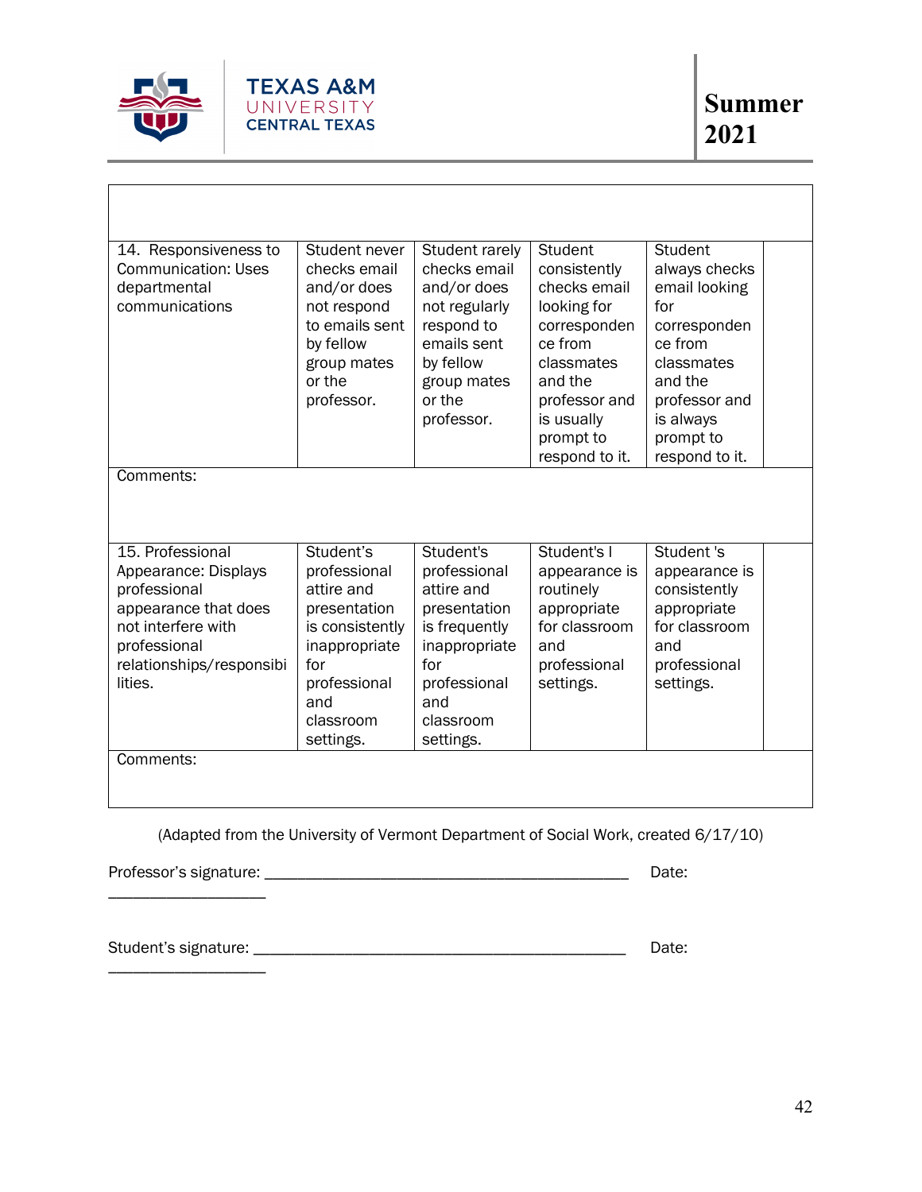| | | | | | |
|---|---|---|---|---|---|
| | | | | | |
| 14. Responsiveness to Communication: Uses departmental communications | Student never checks email and/or does not respond to emails sent by fellow group mates or the professor. | Student rarely checks email and/or does not regularly respond to emails sent by fellow group mates or the professor. | Student consistently checks email looking for correspondence from classmates and the professor and is usually prompt to respond to it. | Student always checks email looking for correspondence from classmates and the professor and is always prompt to respond to it. | |
| Comments: | | | | | |
| 15. Professional Appearance: Displays professional appearance that does not interfere with professional relationships/responsibilities. | Student's professional attire and presentation is consistently inappropriate for professional and classroom settings. | Student's professional attire and presentation is frequently inappropriate for professional and classroom settings. | Student's l appearance is routinely appropriate for classroom and professional settings. | Student 's appearance is consistently appropriate for classroom and professional settings. | |
| Comments: | | | | | |

(Adapted from the University of Vermont Department of Social Work, created 6/17/10)

Professor's signature: ______________________________________________ Date: ___________________

Student's signature: ______________________________________________ Date: ___________________